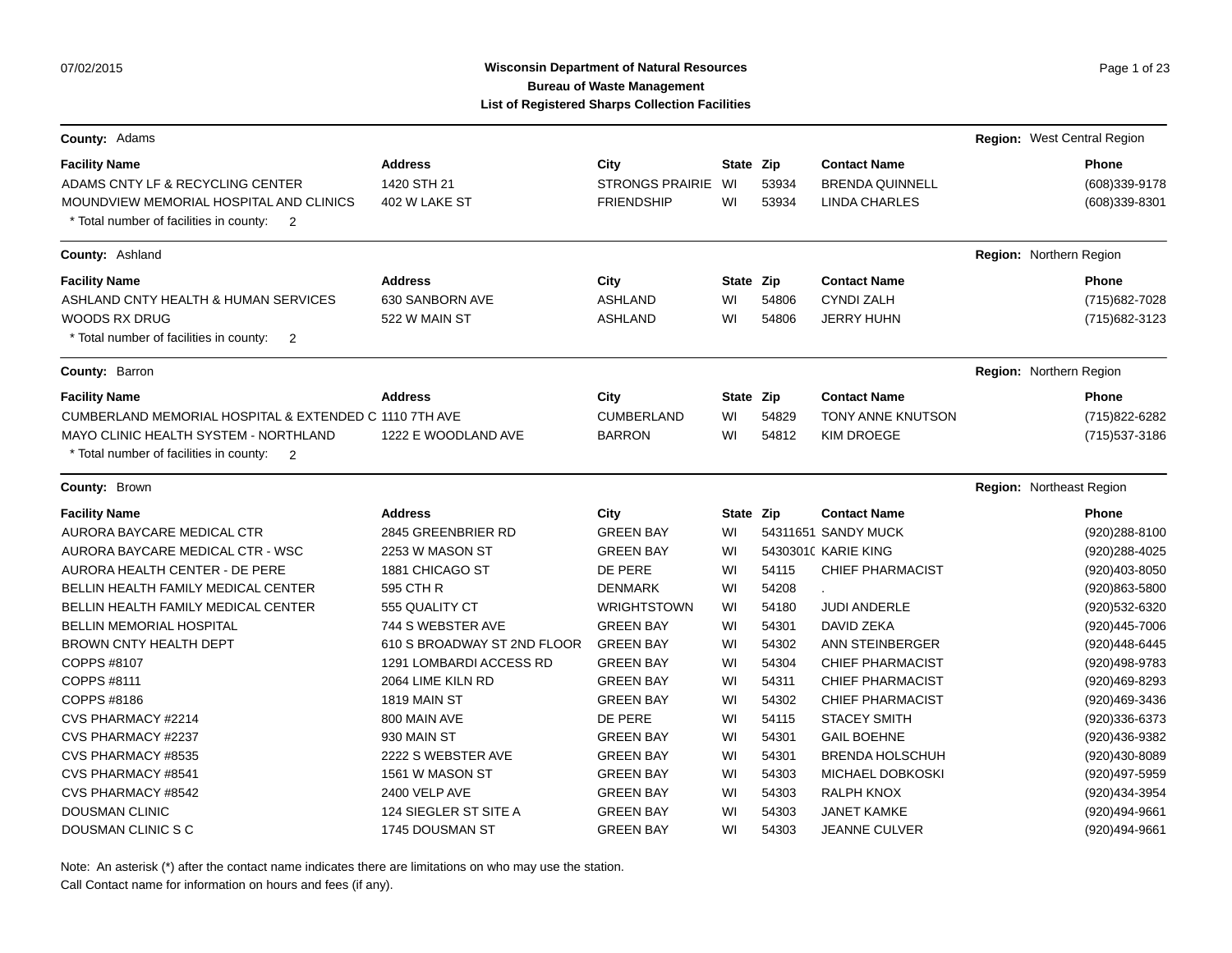# Wisconsin Department of Natural Resources
## Bureau of Waste Management
## List of Registered Sharps Collection Facilities

07/02/2015

**County:** Adams — **Region:** West Central Region

| Facility Name | Address | City | State | Zip | Contact Name | Phone |
|---|---|---|---|---|---|---|
| ADAMS CNTY LF & RECYCLING CENTER | 1420 STH 21 | STRONGS PRAIRIE | WI | 53934 | BRENDA QUINNELL | (608)339-9178 |
| MOUNDVIEW MEMORIAL HOSPITAL AND CLINICS | 402 W LAKE ST | FRIENDSHIP | WI | 53934 | LINDA CHARLES | (608)339-8301 |

\* Total number of facilities in county: 2

**County:** Ashland — **Region:** Northern Region

| Facility Name | Address | City | State | Zip | Contact Name | Phone |
|---|---|---|---|---|---|---|
| ASHLAND CNTY HEALTH & HUMAN SERVICES | 630 SANBORN AVE | ASHLAND | WI | 54806 | CYNDI ZALH | (715)682-7028 |
| WOODS RX DRUG | 522 W MAIN ST | ASHLAND | WI | 54806 | JERRY HUHN | (715)682-3123 |

\* Total number of facilities in county: 2

**County:** Barron — **Region:** Northern Region

| Facility Name | Address | City | State | Zip | Contact Name | Phone |
|---|---|---|---|---|---|---|
| CUMBERLAND MEMORIAL HOSPITAL & EXTENDED C | 1110 7TH AVE | CUMBERLAND | WI | 54829 | TONY ANNE KNUTSON | (715)822-6282 |
| MAYO CLINIC HEALTH SYSTEM - NORTHLAND | 1222 E WOODLAND AVE | BARRON | WI | 54812 | KIM DROEGE | (715)537-3186 |

\* Total number of facilities in county: 2

**County:** Brown — **Region:** Northeast Region

| Facility Name | Address | City | State | Zip | Contact Name | Phone |
|---|---|---|---|---|---|---|
| AURORA BAYCARE MEDICAL CTR | 2845 GREENBRIER RD | GREEN BAY | WI | 54311651 | SANDY MUCK | (920)288-8100 |
| AURORA BAYCARE MEDICAL CTR - WSC | 2253 W MASON ST | GREEN BAY | WI | 5430301( | KARIE KING | (920)288-4025 |
| AURORA HEALTH CENTER - DE PERE | 1881 CHICAGO ST | DE PERE | WI | 54115 | CHIEF PHARMACIST | (920)403-8050 |
| BELLIN HEALTH FAMILY MEDICAL CENTER | 595 CTH R | DENMARK | WI | 54208 | . | (920)863-5800 |
| BELLIN HEALTH FAMILY MEDICAL CENTER | 555 QUALITY CT | WRIGHTSTOWN | WI | 54180 | JUDI ANDERLE | (920)532-6320 |
| BELLIN MEMORIAL HOSPITAL | 744 S WEBSTER AVE | GREEN BAY | WI | 54301 | DAVID ZEKA | (920)445-7006 |
| BROWN CNTY HEALTH DEPT | 610 S BROADWAY ST 2ND FLOOR | GREEN BAY | WI | 54302 | ANN STEINBERGER | (920)448-6445 |
| COPPS #8107 | 1291 LOMBARDI ACCESS RD | GREEN BAY | WI | 54304 | CHIEF PHARMACIST | (920)498-9783 |
| COPPS #8111 | 2064 LIME KILN RD | GREEN BAY | WI | 54311 | CHIEF PHARMACIST | (920)469-8293 |
| COPPS #8186 | 1819 MAIN ST | GREEN BAY | WI | 54302 | CHIEF PHARMACIST | (920)469-3436 |
| CVS PHARMACY #2214 | 800 MAIN AVE | DE PERE | WI | 54115 | STACEY SMITH | (920)336-6373 |
| CVS PHARMACY #2237 | 930 MAIN ST | GREEN BAY | WI | 54301 | GAIL BOEHNE | (920)436-9382 |
| CVS PHARMACY #8535 | 2222 S WEBSTER AVE | GREEN BAY | WI | 54301 | BRENDA HOLSCHUH | (920)430-8089 |
| CVS PHARMACY #8541 | 1561 W MASON ST | GREEN BAY | WI | 54303 | MICHAEL DOBKOSKI | (920)497-5959 |
| CVS PHARMACY #8542 | 2400 VELP AVE | GREEN BAY | WI | 54303 | RALPH KNOX | (920)434-3954 |
| DOUSMAN CLINIC | 124 SIEGLER ST SITE A | GREEN BAY | WI | 54303 | JANET KAMKE | (920)494-9661 |
| DOUSMAN CLINIC S C | 1745 DOUSMAN ST | GREEN BAY | WI | 54303 | JEANNE CULVER | (920)494-9661 |

Note: An asterisk (*) after the contact name indicates there are limitations on who may use the station.
Call Contact name for information on hours and fees (if any).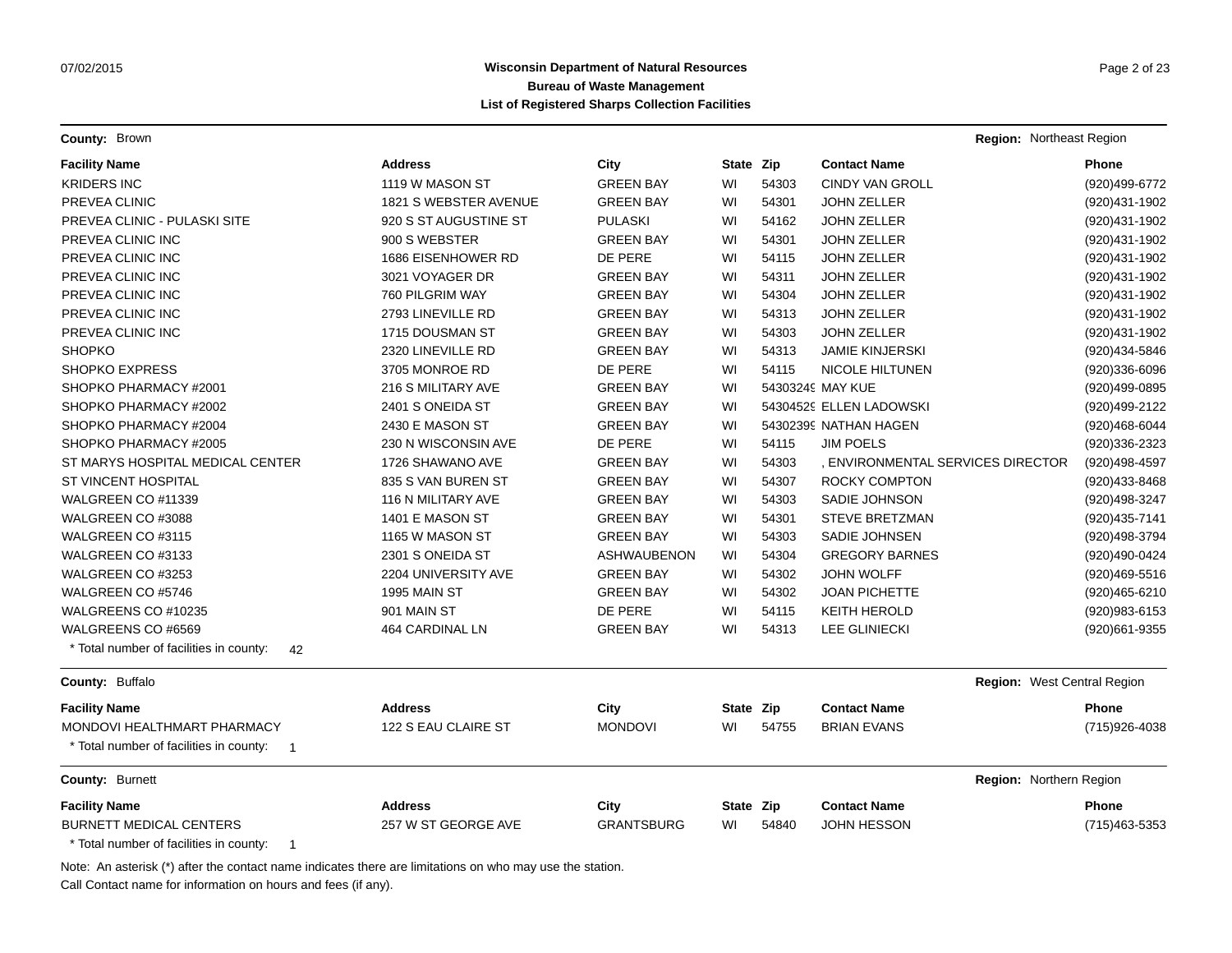**Wisconsin Department of Natural Resources**
**Bureau of Waste Management**
**List of Registered Sharps Collection Facilities**

**County:** Brown **Region:** Northeast Region

| Facility Name | Address | City | State | Zip | Contact Name | Phone |
|---|---|---|---|---|---|---|
| KRIDERS INC | 1119 W MASON ST | GREEN BAY | WI | 54303 | CINDY VAN GROLL | (920)499-6772 |
| PREVEA CLINIC | 1821 S WEBSTER AVENUE | GREEN BAY | WI | 54301 | JOHN ZELLER | (920)431-1902 |
| PREVEA CLINIC - PULASKI SITE | 920 S ST AUGUSTINE ST | PULASKI | WI | 54162 | JOHN ZELLER | (920)431-1902 |
| PREVEA CLINIC INC | 900 S WEBSTER | GREEN BAY | WI | 54301 | JOHN ZELLER | (920)431-1902 |
| PREVEA CLINIC INC | 1686 EISENHOWER RD | DE PERE | WI | 54115 | JOHN ZELLER | (920)431-1902 |
| PREVEA CLINIC INC | 3021 VOYAGER DR | GREEN BAY | WI | 54311 | JOHN ZELLER | (920)431-1902 |
| PREVEA CLINIC INC | 760 PILGRIM WAY | GREEN BAY | WI | 54304 | JOHN ZELLER | (920)431-1902 |
| PREVEA CLINIC INC | 2793 LINEVILLE RD | GREEN BAY | WI | 54313 | JOHN ZELLER | (920)431-1902 |
| PREVEA CLINIC INC | 1715 DOUSMAN ST | GREEN BAY | WI | 54303 | JOHN ZELLER | (920)431-1902 |
| SHOPKO | 2320 LINEVILLE RD | GREEN BAY | WI | 54313 | JAMIE KINJERSKI | (920)434-5846 |
| SHOPKO EXPRESS | 3705 MONROE RD | DE PERE | WI | 54115 | NICOLE HILTUNEN | (920)336-6096 |
| SHOPKO PHARMACY #2001 | 216 S MILITARY AVE | GREEN BAY | WI | 54303249 | MAY KUE | (920)499-0895 |
| SHOPKO PHARMACY #2002 | 2401 S ONEIDA ST | GREEN BAY | WI | 54304529 | ELLEN LADOWSKI | (920)499-2122 |
| SHOPKO PHARMACY #2004 | 2430 E MASON ST | GREEN BAY | WI | 54302399 | NATHAN HAGEN | (920)468-6044 |
| SHOPKO PHARMACY #2005 | 230 N WISCONSIN AVE | DE PERE | WI | 54115 | JIM POELS | (920)336-2323 |
| ST MARYS HOSPITAL MEDICAL CENTER | 1726 SHAWANO AVE | GREEN BAY | WI | 54303 | , ENVIRONMENTAL SERVICES DIRECTOR | (920)498-4597 |
| ST VINCENT HOSPITAL | 835 S VAN BUREN ST | GREEN BAY | WI | 54307 | ROCKY COMPTON | (920)433-8468 |
| WALGREEN CO #11339 | 116 N MILITARY AVE | GREEN BAY | WI | 54303 | SADIE JOHNSON | (920)498-3247 |
| WALGREEN CO #3088 | 1401 E MASON ST | GREEN BAY | WI | 54301 | STEVE BRETZMAN | (920)435-7141 |
| WALGREEN CO #3115 | 1165 W MASON ST | GREEN BAY | WI | 54303 | SADIE JOHNSEN | (920)498-3794 |
| WALGREEN CO #3133 | 2301 S ONEIDA ST | ASHWAUBENON | WI | 54304 | GREGORY BARNES | (920)490-0424 |
| WALGREEN CO #3253 | 2204 UNIVERSITY AVE | GREEN BAY | WI | 54302 | JOHN WOLFF | (920)469-5516 |
| WALGREEN CO #5746 | 1995 MAIN ST | GREEN BAY | WI | 54302 | JOAN PICHETTE | (920)465-6210 |
| WALGREENS CO #10235 | 901 MAIN ST | DE PERE | WI | 54115 | KEITH HEROLD | (920)983-6153 |
| WALGREENS CO #6569 | 464 CARDINAL LN | GREEN BAY | WI | 54313 | LEE GLINIECKI | (920)661-9355 |

* Total number of facilities in county: 42

**County:** Buffalo **Region:** West Central Region

| Facility Name | Address | City | State | Zip | Contact Name | Phone |
|---|---|---|---|---|---|---|
| MONDOVI HEALTHMART PHARMACY | 122 S EAU CLAIRE ST | MONDOVI | WI | 54755 | BRIAN EVANS | (715)926-4038 |

* Total number of facilities in county: 1

**County:** Burnett **Region:** Northern Region

| Facility Name | Address | City | State | Zip | Contact Name | Phone |
|---|---|---|---|---|---|---|
| BURNETT MEDICAL CENTERS | 257 W ST GEORGE AVE | GRANTSBURG | WI | 54840 | JOHN HESSON | (715)463-5353 |

* Total number of facilities in county: 1

Note: An asterisk (*) after the contact name indicates there are limitations on who may use the station.
Call Contact name for information on hours and fees (if any).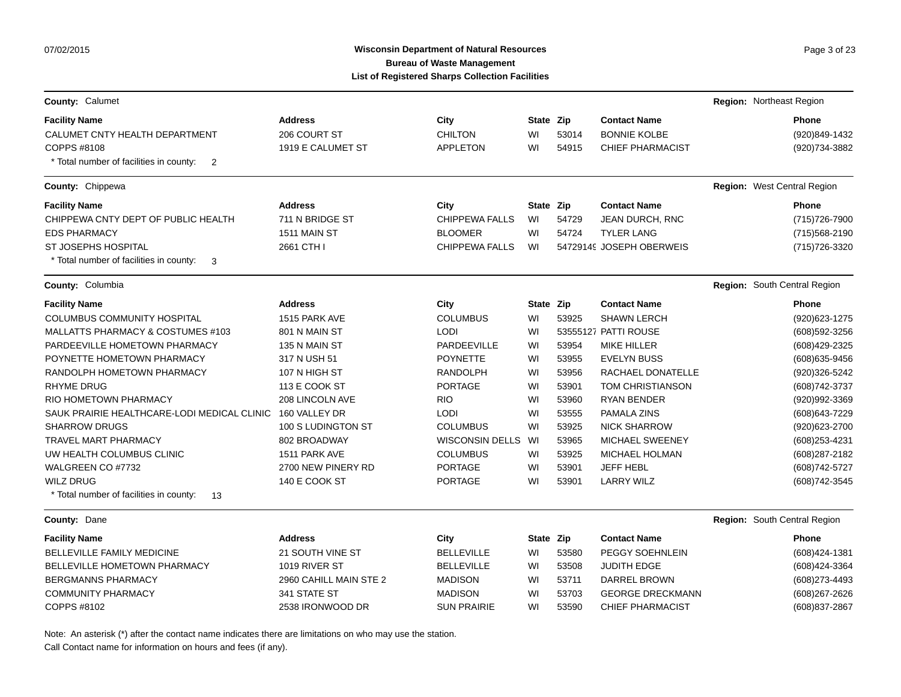**Wisconsin Department of Natural Resources**
**Bureau of Waste Management**
**List of Registered Sharps Collection Facilities**

**County:** Calumet — **Region:** Northeast Region

| Facility Name | Address | City | State | Zip | Contact Name | Phone |
|---|---|---|---|---|---|---|
| CALUMET CNTY HEALTH DEPARTMENT | 206 COURT ST | CHILTON | WI | 53014 | BONNIE KOLBE | (920)849-1432 |
| COPPS #8108 | 1919 E CALUMET ST | APPLETON | WI | 54915 | CHIEF PHARMACIST | (920)734-3882 |

* Total number of facilities in county: 2

**County:** Chippewa — **Region:** West Central Region

| Facility Name | Address | City | State | Zip | Contact Name | Phone |
|---|---|---|---|---|---|---|
| CHIPPEWA CNTY DEPT OF PUBLIC HEALTH | 711 N BRIDGE ST | CHIPPEWA FALLS | WI | 54729 | JEAN DURCH, RNC | (715)726-7900 |
| EDS PHARMACY | 1511 MAIN ST | BLOOMER | WI | 54724 | TYLER LANG | (715)568-2190 |
| ST JOSEPHS HOSPITAL | 2661 CTH I | CHIPPEWA FALLS | WI | 54729149 | JOSEPH OBERWEIS | (715)726-3320 |

* Total number of facilities in county: 3

**County:** Columbia — **Region:** South Central Region

| Facility Name | Address | City | State | Zip | Contact Name | Phone |
|---|---|---|---|---|---|---|
| COLUMBUS COMMUNITY HOSPITAL | 1515 PARK AVE | COLUMBUS | WI | 53925 | SHAWN LERCH | (920)623-1275 |
| MALLATTS PHARMACY & COSTUMES #103 | 801 N MAIN ST | LODI | WI | 53555127 | PATTI ROUSE | (608)592-3256 |
| PARDEEVILLE HOMETOWN PHARMACY | 135 N MAIN ST | PARDEEVILLE | WI | 53954 | MIKE HILLER | (608)429-2325 |
| POYNETTE HOMETOWN PHARMACY | 317 N USH 51 | POYNETTE | WI | 53955 | EVELYN BUSS | (608)635-9456 |
| RANDOLPH HOMETOWN PHARMACY | 107 N HIGH ST | RANDOLPH | WI | 53956 | RACHAEL DONATELLE | (920)326-5242 |
| RHYME DRUG | 113 E COOK ST | PORTAGE | WI | 53901 | TOM CHRISTIANSON | (608)742-3737 |
| RIO HOMETOWN PHARMACY | 208 LINCOLN AVE | RIO | WI | 53960 | RYAN BENDER | (920)992-3369 |
| SAUK PRAIRIE HEALTHCARE-LODI MEDICAL CLINIC | 160 VALLEY DR | LODI | WI | 53555 | PAMALA ZINS | (608)643-7229 |
| SHARROW DRUGS | 100 S LUDINGTON ST | COLUMBUS | WI | 53925 | NICK SHARROW | (920)623-2700 |
| TRAVEL MART PHARMACY | 802 BROADWAY | WISCONSIN DELLS | WI | 53965 | MICHAEL SWEENEY | (608)253-4231 |
| UW HEALTH COLUMBUS CLINIC | 1511 PARK AVE | COLUMBUS | WI | 53925 | MICHAEL HOLMAN | (608)287-2182 |
| WALGREEN CO #7732 | 2700 NEW PINERY RD | PORTAGE | WI | 53901 | JEFF HEBL | (608)742-5727 |
| WILZ DRUG | 140 E COOK ST | PORTAGE | WI | 53901 | LARRY WILZ | (608)742-3545 |

* Total number of facilities in county: 13

**County:** Dane — **Region:** South Central Region

| Facility Name | Address | City | State | Zip | Contact Name | Phone |
|---|---|---|---|---|---|---|
| BELLEVILLE FAMILY MEDICINE | 21 SOUTH VINE ST | BELLEVILLE | WI | 53580 | PEGGY SOEHNLEIN | (608)424-1381 |
| BELLEVILLE HOMETOWN PHARMACY | 1019 RIVER ST | BELLEVILLE | WI | 53508 | JUDITH EDGE | (608)424-3364 |
| BERGMANNS PHARMACY | 2960 CAHILL MAIN STE 2 | MADISON | WI | 53711 | DARREL BROWN | (608)273-4493 |
| COMMUNITY PHARMACY | 341 STATE ST | MADISON | WI | 53703 | GEORGE DRECKMANN | (608)267-2626 |
| COPPS #8102 | 2538 IRONWOOD DR | SUN PRAIRIE | WI | 53590 | CHIEF PHARMACIST | (608)837-2867 |

Note: An asterisk (*) after the contact name indicates there are limitations on who may use the station.
Call Contact name for information on hours and fees (if any).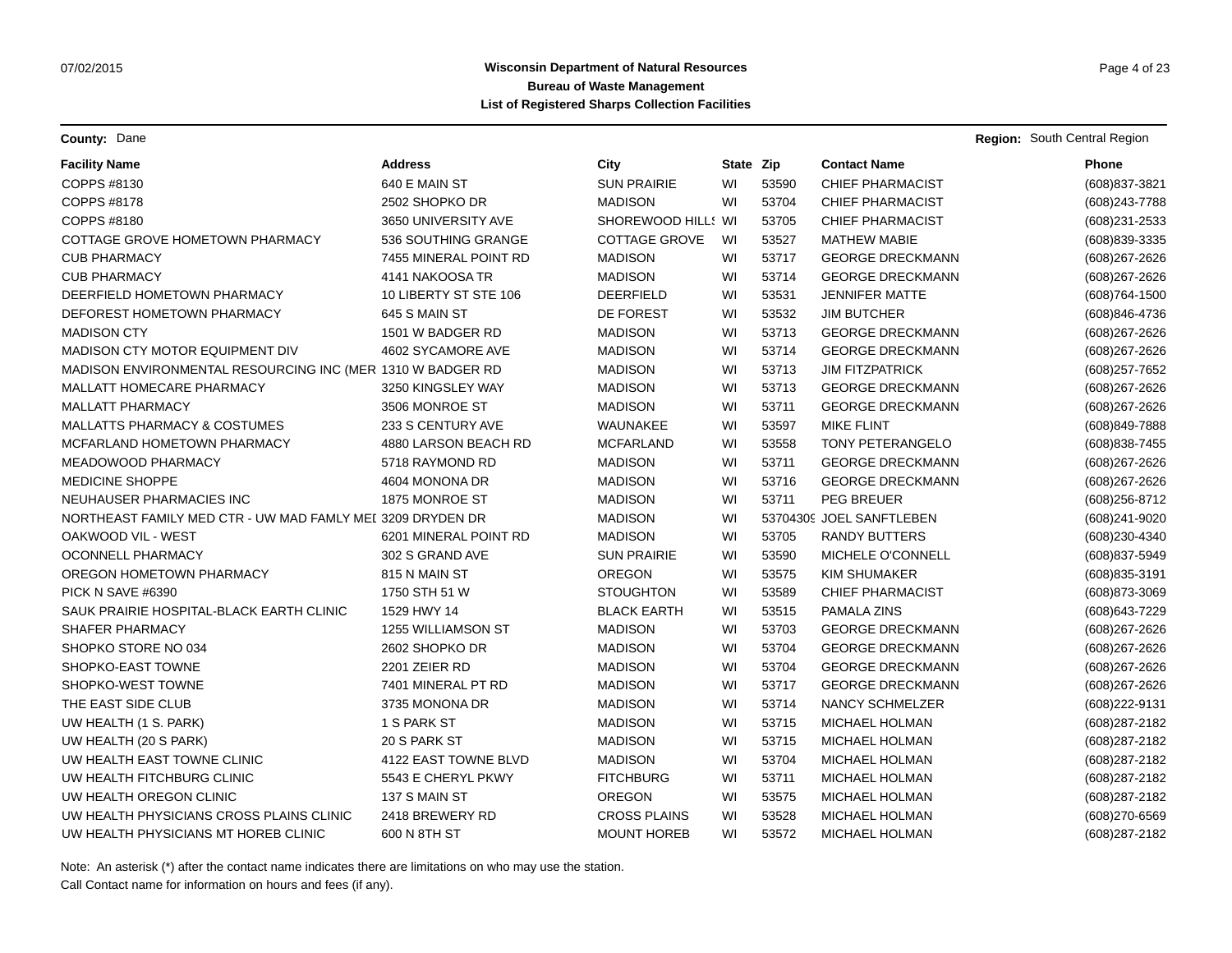**Wisconsin Department of Natural Resources**
**Bureau of Waste Management**
**List of Registered Sharps Collection Facilities**

**County:** Dane **Region:** South Central Region

| Facility Name | Address | City | State | Zip | Contact Name | Phone |
|---|---|---|---|---|---|---|
| COPPS #8130 | 640 E MAIN ST | SUN PRAIRIE | WI | 53590 | CHIEF PHARMACIST | (608)837-3821 |
| COPPS #8178 | 2502 SHOPKO DR | MADISON | WI | 53704 | CHIEF PHARMACIST | (608)243-7788 |
| COPPS #8180 | 3650 UNIVERSITY AVE | SHOREWOOD HILLS | WI | 53705 | CHIEF PHARMACIST | (608)231-2533 |
| COTTAGE GROVE HOMETOWN PHARMACY | 536 SOUTHING GRANGE | COTTAGE GROVE | WI | 53527 | MATHEW MABIE | (608)839-3335 |
| CUB PHARMACY | 7455 MINERAL POINT RD | MADISON | WI | 53717 | GEORGE DRECKMANN | (608)267-2626 |
| CUB PHARMACY | 4141 NAKOOSA TR | MADISON | WI | 53714 | GEORGE DRECKMANN | (608)267-2626 |
| DEERFIELD HOMETOWN PHARMACY | 10 LIBERTY ST STE 106 | DEERFIELD | WI | 53531 | JENNIFER MATTE | (608)764-1500 |
| DEFOREST HOMETOWN PHARMACY | 645 S MAIN ST | DE FOREST | WI | 53532 | JIM BUTCHER | (608)846-4736 |
| MADISON CTY | 1501 W BADGER RD | MADISON | WI | 53713 | GEORGE DRECKMANN | (608)267-2626 |
| MADISON CTY MOTOR EQUIPMENT DIV | 4602 SYCAMORE AVE | MADISON | WI | 53714 | GEORGE DRECKMANN | (608)267-2626 |
| MADISON ENVIRONMENTAL RESOURCING INC (MER | 1310 W BADGER RD | MADISON | WI | 53713 | JIM FITZPATRICK | (608)257-7652 |
| MALLATT HOMECARE PHARMACY | 3250 KINGSLEY WAY | MADISON | WI | 53713 | GEORGE DRECKMANN | (608)267-2626 |
| MALLATT PHARMACY | 3506 MONROE ST | MADISON | WI | 53711 | GEORGE DRECKMANN | (608)267-2626 |
| MALLATTS PHARMACY & COSTUMES | 233 S CENTURY AVE | WAUNAKEE | WI | 53597 | MIKE FLINT | (608)849-7888 |
| MCFARLAND HOMETOWN PHARMACY | 4880 LARSON BEACH RD | MCFARLAND | WI | 53558 | TONY PETERANGELO | (608)838-7455 |
| MEADOWOOD PHARMACY | 5718 RAYMOND RD | MADISON | WI | 53711 | GEORGE DRECKMANN | (608)267-2626 |
| MEDICINE SHOPPE | 4604 MONONA DR | MADISON | WI | 53716 | GEORGE DRECKMANN | (608)267-2626 |
| NEUHAUSER PHARMACIES INC | 1875 MONROE ST | MADISON | WI | 53711 | PEG BREUER | (608)256-8712 |
| NORTHEAST FAMILY MED CTR - UW MAD FAMLY MEI | 3209 DRYDEN DR | MADISON | WI | 53704309 | JOEL SANFTLEBEN | (608)241-9020 |
| OAKWOOD VIL - WEST | 6201 MINERAL POINT RD | MADISON | WI | 53705 | RANDY BUTTERS | (608)230-4340 |
| OCONNELL PHARMACY | 302 S GRAND AVE | SUN PRAIRIE | WI | 53590 | MICHELE O'CONNELL | (608)837-5949 |
| OREGON HOMETOWN PHARMACY | 815 N MAIN ST | OREGON | WI | 53575 | KIM SHUMAKER | (608)835-3191 |
| PICK N SAVE #6390 | 1750 STH 51 W | STOUGHTON | WI | 53589 | CHIEF PHARMACIST | (608)873-3069 |
| SAUK PRAIRIE HOSPITAL-BLACK EARTH CLINIC | 1529 HWY 14 | BLACK EARTH | WI | 53515 | PAMALA ZINS | (608)643-7229 |
| SHAFER PHARMACY | 1255 WILLIAMSON ST | MADISON | WI | 53703 | GEORGE DRECKMANN | (608)267-2626 |
| SHOPKO STORE NO 034 | 2602 SHOPKO DR | MADISON | WI | 53704 | GEORGE DRECKMANN | (608)267-2626 |
| SHOPKO-EAST TOWNE | 2201 ZEIER RD | MADISON | WI | 53704 | GEORGE DRECKMANN | (608)267-2626 |
| SHOPKO-WEST TOWNE | 7401 MINERAL PT RD | MADISON | WI | 53717 | GEORGE DRECKMANN | (608)267-2626 |
| THE EAST SIDE CLUB | 3735 MONONA DR | MADISON | WI | 53714 | NANCY SCHMELZER | (608)222-9131 |
| UW HEALTH (1 S. PARK) | 1 S PARK ST | MADISON | WI | 53715 | MICHAEL HOLMAN | (608)287-2182 |
| UW HEALTH (20 S PARK) | 20 S PARK ST | MADISON | WI | 53715 | MICHAEL HOLMAN | (608)287-2182 |
| UW HEALTH EAST TOWNE CLINIC | 4122 EAST TOWNE BLVD | MADISON | WI | 53704 | MICHAEL HOLMAN | (608)287-2182 |
| UW HEALTH FITCHBURG CLINIC | 5543 E CHERYL PKWY | FITCHBURG | WI | 53711 | MICHAEL HOLMAN | (608)287-2182 |
| UW HEALTH OREGON CLINIC | 137 S MAIN ST | OREGON | WI | 53575 | MICHAEL HOLMAN | (608)287-2182 |
| UW HEALTH PHYSICIANS CROSS PLAINS CLINIC | 2418 BREWERY RD | CROSS PLAINS | WI | 53528 | MICHAEL HOLMAN | (608)270-6569 |
| UW HEALTH PHYSICIANS MT HOREB CLINIC | 600 N 8TH ST | MOUNT HOREB | WI | 53572 | MICHAEL HOLMAN | (608)287-2182 |

Note: An asterisk (*) after the contact name indicates there are limitations on who may use the station.
Call Contact name for information on hours and fees (if any).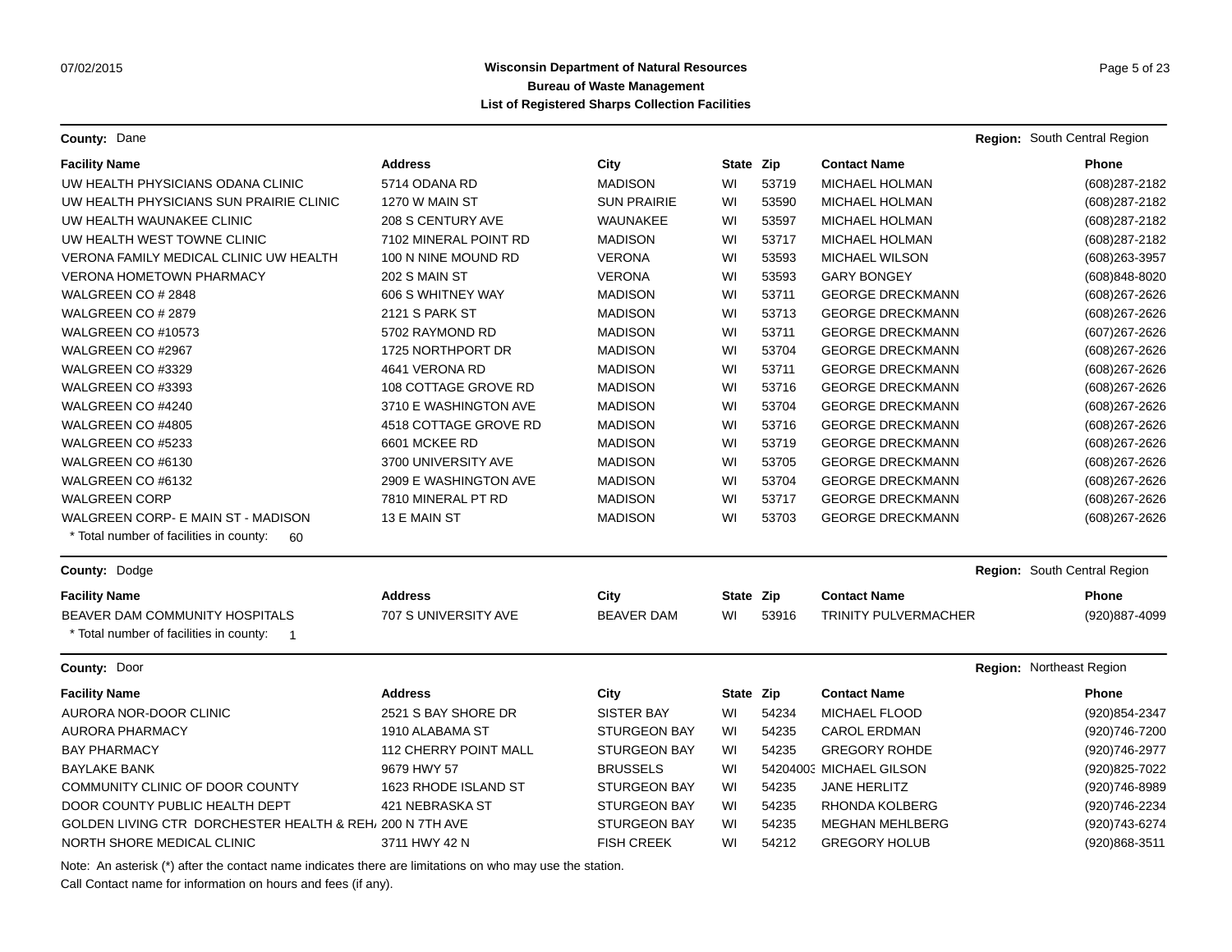**Wisconsin Department of Natural Resources**
**Bureau of Waste Management**
**List of Registered Sharps Collection Facilities**

**County:** Dane **Region:** South Central Region

| Facility Name | Address | City | State | Zip | Contact Name | Phone |
|---|---|---|---|---|---|---|
| UW HEALTH PHYSICIANS ODANA CLINIC | 5714 ODANA RD | MADISON | WI | 53719 | MICHAEL HOLMAN | (608)287-2182 |
| UW HEALTH PHYSICIANS SUN PRAIRIE CLINIC | 1270 W MAIN ST | SUN PRAIRIE | WI | 53590 | MICHAEL HOLMAN | (608)287-2182 |
| UW HEALTH WAUNAKEE CLINIC | 208 S CENTURY AVE | WAUNAKEE | WI | 53597 | MICHAEL HOLMAN | (608)287-2182 |
| UW HEALTH WEST TOWNE CLINIC | 7102 MINERAL POINT RD | MADISON | WI | 53717 | MICHAEL HOLMAN | (608)287-2182 |
| VERONA FAMILY MEDICAL CLINIC UW HEALTH | 100 N NINE MOUND RD | VERONA | WI | 53593 | MICHAEL WILSON | (608)263-3957 |
| VERONA HOMETOWN PHARMACY | 202 S MAIN ST | VERONA | WI | 53593 | GARY BONGEY | (608)848-8020 |
| WALGREEN CO # 2848 | 606 S WHITNEY WAY | MADISON | WI | 53711 | GEORGE DRECKMANN | (608)267-2626 |
| WALGREEN CO # 2879 | 2121 S PARK ST | MADISON | WI | 53713 | GEORGE DRECKMANN | (608)267-2626 |
| WALGREEN CO #10573 | 5702 RAYMOND RD | MADISON | WI | 53711 | GEORGE DRECKMANN | (607)267-2626 |
| WALGREEN CO #2967 | 1725 NORTHPORT DR | MADISON | WI | 53704 | GEORGE DRECKMANN | (608)267-2626 |
| WALGREEN CO #3329 | 4641 VERONA RD | MADISON | WI | 53711 | GEORGE DRECKMANN | (608)267-2626 |
| WALGREEN CO #3393 | 108 COTTAGE GROVE RD | MADISON | WI | 53716 | GEORGE DRECKMANN | (608)267-2626 |
| WALGREEN CO #4240 | 3710 E WASHINGTON AVE | MADISON | WI | 53704 | GEORGE DRECKMANN | (608)267-2626 |
| WALGREEN CO #4805 | 4518 COTTAGE GROVE RD | MADISON | WI | 53716 | GEORGE DRECKMANN | (608)267-2626 |
| WALGREEN CO #5233 | 6601 MCKEE RD | MADISON | WI | 53719 | GEORGE DRECKMANN | (608)267-2626 |
| WALGREEN CO #6130 | 3700 UNIVERSITY AVE | MADISON | WI | 53705 | GEORGE DRECKMANN | (608)267-2626 |
| WALGREEN CO #6132 | 2909 E WASHINGTON AVE | MADISON | WI | 53704 | GEORGE DRECKMANN | (608)267-2626 |
| WALGREEN CORP | 7810 MINERAL PT RD | MADISON | WI | 53717 | GEORGE DRECKMANN | (608)267-2626 |
| WALGREEN CORP- E MAIN ST - MADISON | 13 E MAIN ST | MADISON | WI | 53703 | GEORGE DRECKMANN | (608)267-2626 |

* Total number of facilities in county: 60

**County:** Dodge **Region:** South Central Region

| Facility Name | Address | City | State | Zip | Contact Name | Phone |
|---|---|---|---|---|---|---|
| BEAVER DAM COMMUNITY HOSPITALS | 707 S UNIVERSITY AVE | BEAVER DAM | WI | 53916 | TRINITY PULVERMACHER | (920)887-4099 |

* Total number of facilities in county: 1

**County:** Door **Region:** Northeast Region

| Facility Name | Address | City | State | Zip | Contact Name | Phone |
|---|---|---|---|---|---|---|
| AURORA NOR-DOOR CLINIC | 2521 S BAY SHORE DR | SISTER BAY | WI | 54234 | MICHAEL FLOOD | (920)854-2347 |
| AURORA PHARMACY | 1910 ALABAMA ST | STURGEON BAY | WI | 54235 | CAROL ERDMAN | (920)746-7200 |
| BAY PHARMACY | 112 CHERRY POINT MALL | STURGEON BAY | WI | 54235 | GREGORY ROHDE | (920)746-2977 |
| BAYLAKE BANK | 9679 HWY 57 | BRUSSELS | WI | 54204003 | MICHAEL GILSON | (920)825-7022 |
| COMMUNITY CLINIC OF DOOR COUNTY | 1623 RHODE ISLAND ST | STURGEON BAY | WI | 54235 | JANE HERLITZ | (920)746-8989 |
| DOOR COUNTY PUBLIC HEALTH DEPT | 421 NEBRASKA ST | STURGEON BAY | WI | 54235 | RHONDA KOLBERG | (920)746-2234 |
| GOLDEN LIVING CTR DORCHESTER HEALTH & REH | 200 N 7TH AVE | STURGEON BAY | WI | 54235 | MEGHAN MEHLBERG | (920)743-6274 |
| NORTH SHORE MEDICAL CLINIC | 3711 HWY 42 N | FISH CREEK | WI | 54212 | GREGORY HOLUB | (920)868-3511 |

Note: An asterisk (*) after the contact name indicates there are limitations on who may use the station.
Call Contact name for information on hours and fees (if any).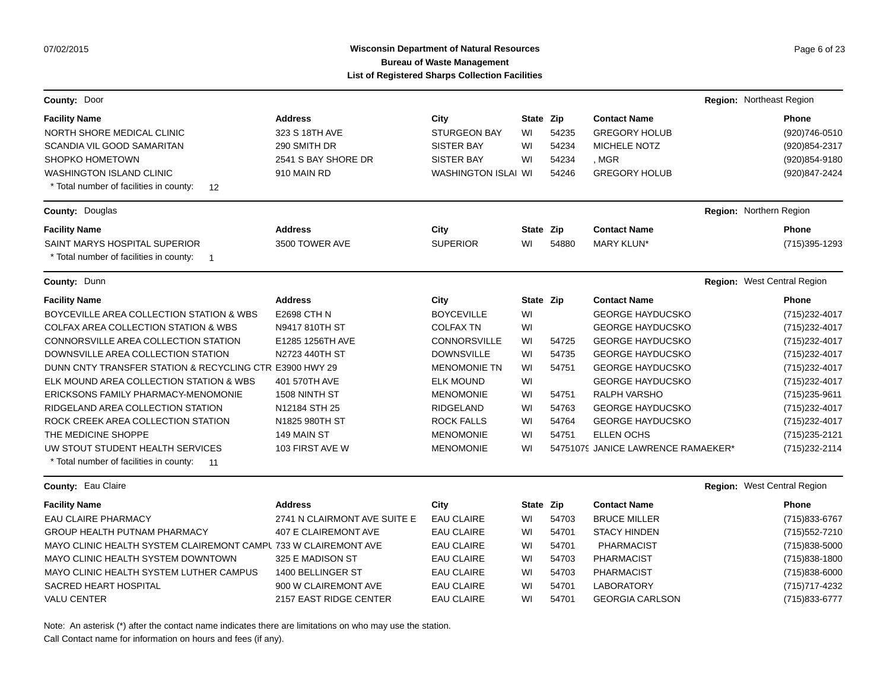# Wisconsin Department of Natural Resources
## Bureau of Waste Management
### List of Registered Sharps Collection Facilities

**County:** Door — **Region:** Northeast Region

| Facility Name | Address | City | State | Zip | Contact Name | Phone |
|---|---|---|---|---|---|---|
| NORTH SHORE MEDICAL CLINIC | 323 S 18TH AVE | STURGEON BAY | WI | 54235 | GREGORY HOLUB | (920)746-0510 |
| SCANDIA VIL GOOD SAMARITAN | 290 SMITH DR | SISTER BAY | WI | 54234 | MICHELE NOTZ | (920)854-2317 |
| SHOPKO HOMETOWN | 2541 S BAY SHORE DR | SISTER BAY | WI | 54234 | , MGR | (920)854-9180 |
| WASHINGTON ISLAND CLINIC | 910 MAIN RD | WASHINGTON ISLAI | WI | 54246 | GREGORY HOLUB | (920)847-2424 |

\* Total number of facilities in county: 12

**County:** Douglas — **Region:** Northern Region

| Facility Name | Address | City | State | Zip | Contact Name | Phone |
|---|---|---|---|---|---|---|
| SAINT MARYS HOSPITAL SUPERIOR | 3500 TOWER AVE | SUPERIOR | WI | 54880 | MARY KLUN* | (715)395-1293 |

\* Total number of facilities in county: 1

**County:** Dunn — **Region:** West Central Region

| Facility Name | Address | City | State | Zip | Contact Name | Phone |
|---|---|---|---|---|---|---|
| BOYCEVILLE AREA COLLECTION STATION & WBS | E2698 CTH N | BOYCEVILLE | WI | | GEORGE HAYDUCSKO | (715)232-4017 |
| COLFAX AREA COLLECTION STATION & WBS | N9417 810TH ST | COLFAX TN | WI | | GEORGE HAYDUCSKO | (715)232-4017 |
| CONNORSVILLE AREA COLLECTION STATION | E1285 1256TH AVE | CONNORSVILLE | WI | 54725 | GEORGE HAYDUCSKO | (715)232-4017 |
| DOWNSVILLE AREA COLLECTION STATION | N2723 440TH ST | DOWNSVILLE | WI | 54735 | GEORGE HAYDUCSKO | (715)232-4017 |
| DUNN CNTY TRANSFER STATION & RECYCLING CTR | E3900 HWY 29 | MENOMONIE TN | WI | 54751 | GEORGE HAYDUCSKO | (715)232-4017 |
| ELK MOUND AREA COLLECTION STATION & WBS | 401 570TH AVE | ELK MOUND | WI | | GEORGE HAYDUCSKO | (715)232-4017 |
| ERICKSONS FAMILY PHARMACY-MENOMONIE | 1508 NINTH ST | MENOMONIE | WI | 54751 | RALPH VARSHO | (715)235-9611 |
| RIDGELAND AREA COLLECTION STATION | N12184 STH 25 | RIDGELAND | WI | 54763 | GEORGE HAYDUCSKO | (715)232-4017 |
| ROCK CREEK AREA COLLECTION STATION | N1825 980TH ST | ROCK FALLS | WI | 54764 | GEORGE HAYDUCSKO | (715)232-4017 |
| THE MEDICINE SHOPPE | 149 MAIN ST | MENOMONIE | WI | 54751 | ELLEN OCHS | (715)235-2121 |
| UW STOUT STUDENT HEALTH SERVICES | 103 FIRST AVE W | MENOMONIE | WI | 54751079 | JANICE LAWRENCE RAMAEKER* | (715)232-2114 |

\* Total number of facilities in county: 11

**County:** Eau Claire — **Region:** West Central Region

| Facility Name | Address | City | State | Zip | Contact Name | Phone |
|---|---|---|---|---|---|---|
| EAU CLAIRE PHARMACY | 2741 N CLAIRMONT AVE SUITE E | EAU CLAIRE | WI | 54703 | BRUCE MILLER | (715)833-6767 |
| GROUP HEALTH PUTNAM PHARMACY | 407 E CLAIREMONT AVE | EAU CLAIRE | WI | 54701 | STACY HINDEN | (715)552-7210 |
| MAYO CLINIC HEALTH SYSTEM CLAIREMONT CAMPU | 733 W CLAIREMONT AVE | EAU CLAIRE | WI | 54701 | PHARMACIST | (715)838-5000 |
| MAYO CLINIC HEALTH SYSTEM DOWNTOWN | 325 E MADISON ST | EAU CLAIRE | WI | 54703 | PHARMACIST | (715)838-1800 |
| MAYO CLINIC HEALTH SYSTEM LUTHER CAMPUS | 1400 BELLINGER ST | EAU CLAIRE | WI | 54703 | PHARMACIST | (715)838-6000 |
| SACRED HEART HOSPITAL | 900 W CLAIREMONT AVE | EAU CLAIRE | WI | 54701 | LABORATORY | (715)717-4232 |
| VALU CENTER | 2157 EAST RIDGE CENTER | EAU CLAIRE | WI | 54701 | GEORGIA CARLSON | (715)833-6777 |

Note: An asterisk (*) after the contact name indicates there are limitations on who may use the station.
Call Contact name for information on hours and fees (if any).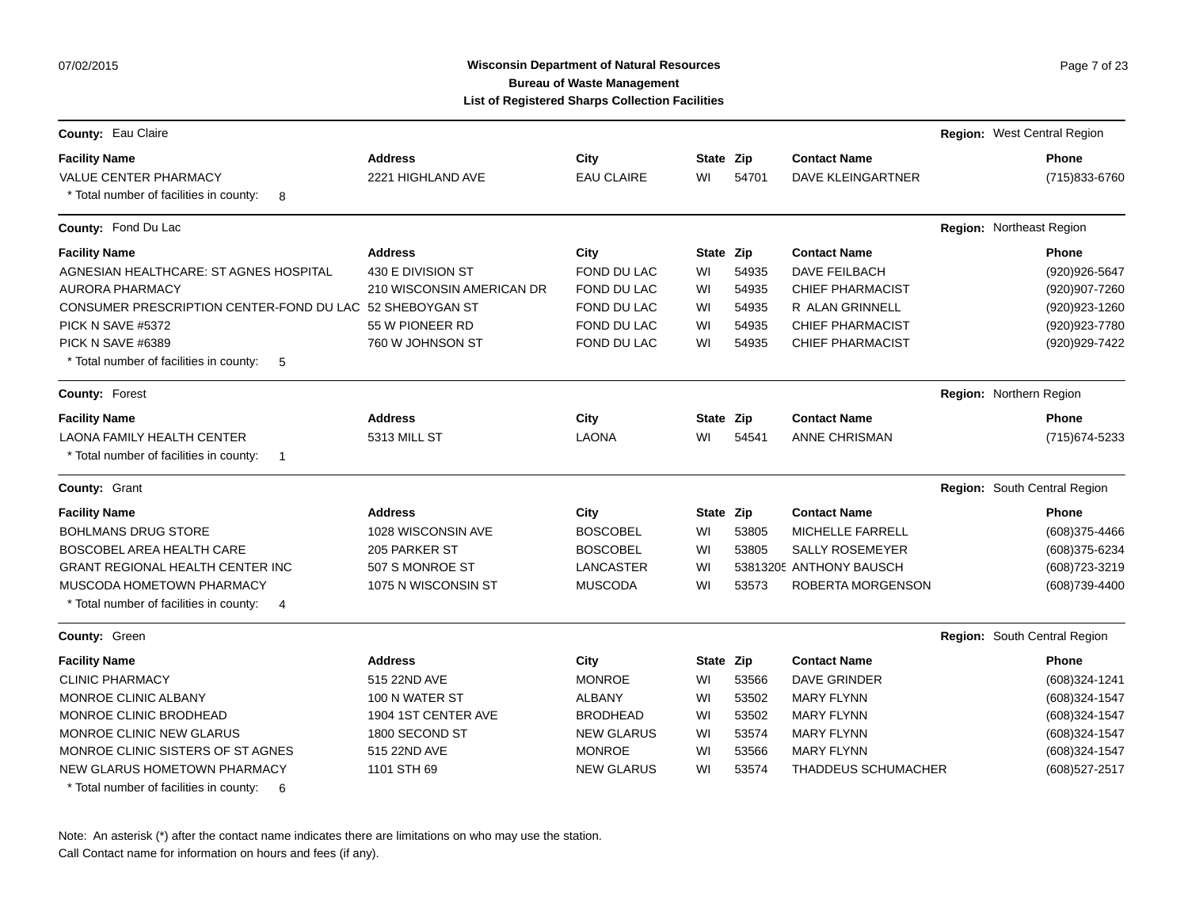**Wisconsin Department of Natural Resources**
**Bureau of Waste Management**
**List of Registered Sharps Collection Facilities**

07/02/2015

**County:** Eau Claire **Region:** West Central Region

| Facility Name | Address | City | State | Zip | Contact Name | Phone |
|---|---|---|---|---|---|---|
| VALUE CENTER PHARMACY | 2221 HIGHLAND AVE | EAU CLAIRE | WI | 54701 | DAVE KLEINGARTNER | (715)833-6760 |

* Total number of facilities in county: 8

**County:** Fond Du Lac **Region:** Northeast Region

| Facility Name | Address | City | State | Zip | Contact Name | Phone |
|---|---|---|---|---|---|---|
| AGNESIAN HEALTHCARE: ST AGNES HOSPITAL | 430 E DIVISION ST | FOND DU LAC | WI | 54935 | DAVE FEILBACH | (920)926-5647 |
| AURORA PHARMACY | 210 WISCONSIN AMERICAN DR | FOND DU LAC | WI | 54935 | CHIEF PHARMACIST | (920)907-7260 |
| CONSUMER PRESCRIPTION CENTER-FOND DU LAC | 52 SHEBOYGAN ST | FOND DU LAC | WI | 54935 | R ALAN GRINNELL | (920)923-1260 |
| PICK N SAVE #5372 | 55 W PIONEER RD | FOND DU LAC | WI | 54935 | CHIEF PHARMACIST | (920)923-7780 |
| PICK N SAVE #6389 | 760 W JOHNSON ST | FOND DU LAC | WI | 54935 | CHIEF PHARMACIST | (920)929-7422 |

* Total number of facilities in county: 5

**County:** Forest **Region:** Northern Region

| Facility Name | Address | City | State | Zip | Contact Name | Phone |
|---|---|---|---|---|---|---|
| LAONA FAMILY HEALTH CENTER | 5313 MILL ST | LAONA | WI | 54541 | ANNE CHRISMAN | (715)674-5233 |

* Total number of facilities in county: 1

**County:** Grant **Region:** South Central Region

| Facility Name | Address | City | State | Zip | Contact Name | Phone |
|---|---|---|---|---|---|---|
| BOHLMANS DRUG STORE | 1028 WISCONSIN AVE | BOSCOBEL | WI | 53805 | MICHELLE FARRELL | (608)375-4466 |
| BOSCOBEL AREA HEALTH CARE | 205 PARKER ST | BOSCOBEL | WI | 53805 | SALLY ROSEMEYER | (608)375-6234 |
| GRANT REGIONAL HEALTH CENTER INC | 507 S MONROE ST | LANCASTER | WI | 53813205 | ANTHONY BAUSCH | (608)723-3219 |
| MUSCODA HOMETOWN PHARMACY | 1075 N WISCONSIN ST | MUSCODA | WI | 53573 | ROBERTA MORGENSON | (608)739-4400 |

* Total number of facilities in county: 4

**County:** Green **Region:** South Central Region

| Facility Name | Address | City | State | Zip | Contact Name | Phone |
|---|---|---|---|---|---|---|
| CLINIC PHARMACY | 515 22ND AVE | MONROE | WI | 53566 | DAVE GRINDER | (608)324-1241 |
| MONROE CLINIC ALBANY | 100 N WATER ST | ALBANY | WI | 53502 | MARY FLYNN | (608)324-1547 |
| MONROE CLINIC BRODHEAD | 1904 1ST CENTER AVE | BRODHEAD | WI | 53502 | MARY FLYNN | (608)324-1547 |
| MONROE CLINIC NEW GLARUS | 1800 SECOND ST | NEW GLARUS | WI | 53574 | MARY FLYNN | (608)324-1547 |
| MONROE CLINIC SISTERS OF ST AGNES | 515 22ND AVE | MONROE | WI | 53566 | MARY FLYNN | (608)324-1547 |
| NEW GLARUS HOMETOWN PHARMACY | 1101 STH 69 | NEW GLARUS | WI | 53574 | THADDEUS SCHUMACHER | (608)527-2517 |

* Total number of facilities in county: 6

Note: An asterisk (*) after the contact name indicates there are limitations on who may use the station.
Call Contact name for information on hours and fees (if any).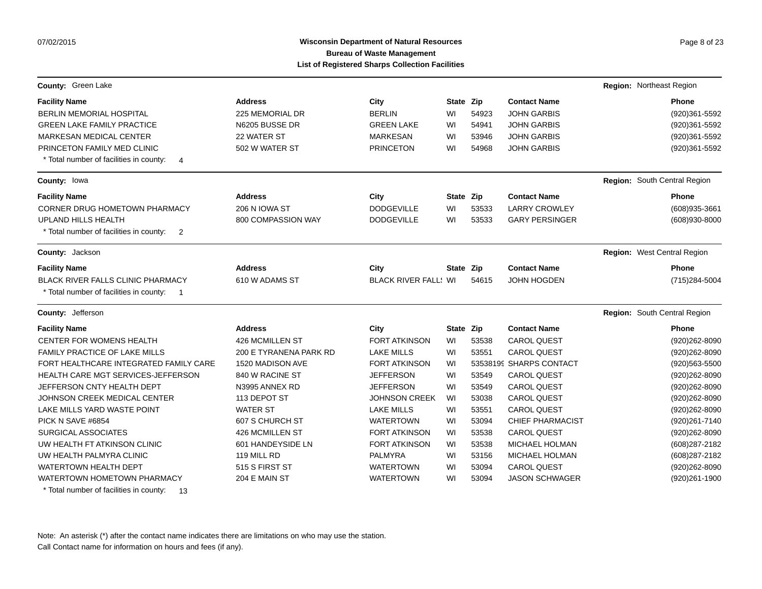**County:** Green Lake **Region:** Northeast Region

| Facility Name | Address | City | State | Zip | Contact Name | Phone |
|---|---|---|---|---|---|---|
| BERLIN MEMORIAL HOSPITAL | 225 MEMORIAL DR | BERLIN | WI | 54923 | JOHN GARBIS | (920)361-5592 |
| GREEN LAKE FAMILY PRACTICE | N6205 BUSSE DR | GREEN LAKE | WI | 54941 | JOHN GARBIS | (920)361-5592 |
| MARKESAN MEDICAL CENTER | 22 WATER ST | MARKESAN | WI | 53946 | JOHN GARBIS | (920)361-5592 |
| PRINCETON FAMILY MED CLINIC | 502 W WATER ST | PRINCETON | WI | 54968 | JOHN GARBIS | (920)361-5592 |

* Total number of facilities in county: 4

**County:** Iowa **Region:** South Central Region

| Facility Name | Address | City | State | Zip | Contact Name | Phone |
|---|---|---|---|---|---|---|
| CORNER DRUG HOMETOWN PHARMACY | 206 N IOWA ST | DODGEVILLE | WI | 53533 | LARRY CROWLEY | (608)935-3661 |
| UPLAND HILLS HEALTH | 800 COMPASSION WAY | DODGEVILLE | WI | 53533 | GARY PERSINGER | (608)930-8000 |

* Total number of facilities in county: 2

**County:** Jackson **Region:** West Central Region

| Facility Name | Address | City | State | Zip | Contact Name | Phone |
|---|---|---|---|---|---|---|
| BLACK RIVER FALLS CLINIC PHARMACY | 610 W ADAMS ST | BLACK RIVER FALL! | WI | 54615 | JOHN HOGDEN | (715)284-5004 |

* Total number of facilities in county: 1

**County:** Jefferson **Region:** South Central Region

| Facility Name | Address | City | State | Zip | Contact Name | Phone |
|---|---|---|---|---|---|---|
| CENTER FOR WOMENS HEALTH | 426 MCMILLEN ST | FORT ATKINSON | WI | 53538 | CAROL QUEST | (920)262-8090 |
| FAMILY PRACTICE OF LAKE MILLS | 200 E TYRANENA PARK RD | LAKE MILLS | WI | 53551 | CAROL QUEST | (920)262-8090 |
| FORT HEALTHCARE INTEGRATED FAMILY CARE | 1520 MADISON AVE | FORT ATKINSON | WI | 53538199 | SHARPS CONTACT | (920)563-5500 |
| HEALTH CARE MGT SERVICES-JEFFERSON | 840 W RACINE ST | JEFFERSON | WI | 53549 | CAROL QUEST | (920)262-8090 |
| JEFFERSON CNTY HEALTH DEPT | N3995 ANNEX RD | JEFFERSON | WI | 53549 | CAROL QUEST | (920)262-8090 |
| JOHNSON CREEK MEDICAL CENTER | 113 DEPOT ST | JOHNSON CREEK | WI | 53038 | CAROL QUEST | (920)262-8090 |
| LAKE MILLS YARD WASTE POINT | WATER ST | LAKE MILLS | WI | 53551 | CAROL QUEST | (920)262-8090 |
| PICK N SAVE #6854 | 607 S CHURCH ST | WATERTOWN | WI | 53094 | CHIEF PHARMACIST | (920)261-7140 |
| SURGICAL ASSOCIATES | 426 MCMILLEN ST | FORT ATKINSON | WI | 53538 | CAROL QUEST | (920)262-8090 |
| UW HEALTH FT ATKINSON CLINIC | 601 HANDEYSIDE LN | FORT ATKINSON | WI | 53538 | MICHAEL HOLMAN | (608)287-2182 |
| UW HEALTH PALMYRA CLINIC | 119 MILL RD | PALMYRA | WI | 53156 | MICHAEL HOLMAN | (608)287-2182 |
| WATERTOWN HEALTH DEPT | 515 S FIRST ST | WATERTOWN | WI | 53094 | CAROL QUEST | (920)262-8090 |
| WATERTOWN HOMETOWN PHARMACY | 204 E MAIN ST | WATERTOWN | WI | 53094 | JASON SCHWAGER | (920)261-1900 |

* Total number of facilities in county: 13

Note: An asterisk (*) after the contact name indicates there are limitations on who may use the station.
Call Contact name for information on hours and fees (if any).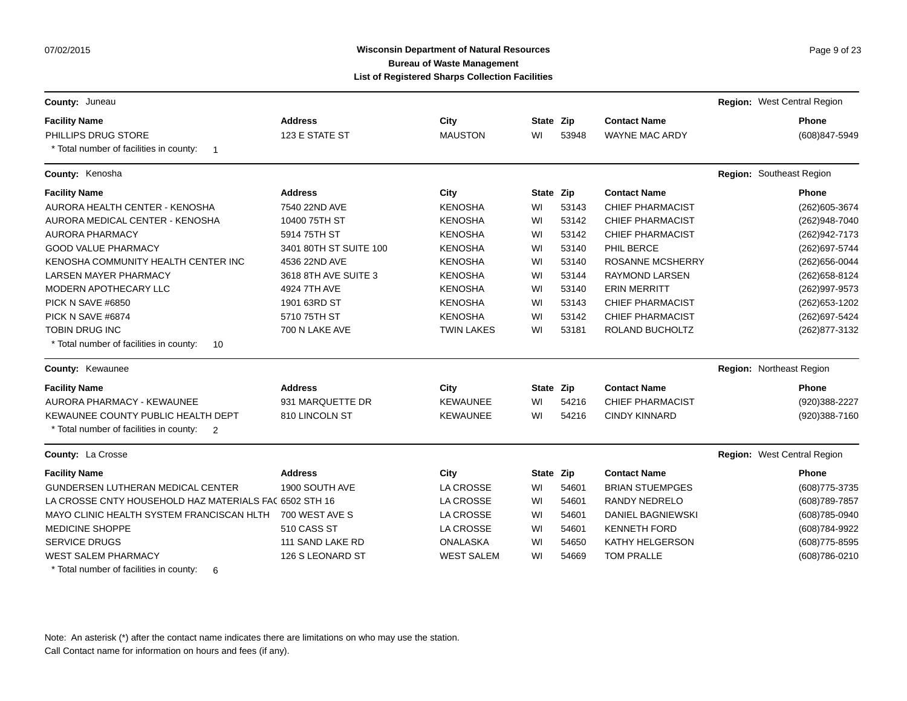**Wisconsin Department of Natural Resources**
**Bureau of Waste Management**
**List of Registered Sharps Collection Facilities**

**County:** Juneau — **Region:** West Central Region

| Facility Name | Address | City | State | Zip | Contact Name | Phone |
|---|---|---|---|---|---|---|
| PHILLIPS DRUG STORE | 123 E STATE ST | MAUSTON | WI | 53948 | WAYNE MAC ARDY | (608)847-5949 |

* Total number of facilities in county: 1

**County:** Kenosha — **Region:** Southeast Region

| Facility Name | Address | City | State | Zip | Contact Name | Phone |
|---|---|---|---|---|---|---|
| AURORA HEALTH CENTER - KENOSHA | 7540 22ND AVE | KENOSHA | WI | 53143 | CHIEF PHARMACIST | (262)605-3674 |
| AURORA MEDICAL CENTER - KENOSHA | 10400 75TH ST | KENOSHA | WI | 53142 | CHIEF PHARMACIST | (262)948-7040 |
| AURORA PHARMACY | 5914 75TH ST | KENOSHA | WI | 53142 | CHIEF PHARMACIST | (262)942-7173 |
| GOOD VALUE PHARMACY | 3401 80TH ST SUITE 100 | KENOSHA | WI | 53140 | PHIL BERCE | (262)697-5744 |
| KENOSHA COMMUNITY HEALTH CENTER INC | 4536 22ND AVE | KENOSHA | WI | 53140 | ROSANNE MCSHERRY | (262)656-0044 |
| LARSEN MAYER PHARMACY | 3618 8TH AVE SUITE 3 | KENOSHA | WI | 53144 | RAYMOND LARSEN | (262)658-8124 |
| MODERN APOTHECARY LLC | 4924 7TH AVE | KENOSHA | WI | 53140 | ERIN MERRITT | (262)997-9573 |
| PICK N SAVE #6850 | 1901 63RD ST | KENOSHA | WI | 53143 | CHIEF PHARMACIST | (262)653-1202 |
| PICK N SAVE #6874 | 5710 75TH ST | KENOSHA | WI | 53142 | CHIEF PHARMACIST | (262)697-5424 |
| TOBIN DRUG INC | 700 N LAKE AVE | TWIN LAKES | WI | 53181 | ROLAND BUCHOLTZ | (262)877-3132 |

* Total number of facilities in county: 10

**County:** Kewaunee — **Region:** Northeast Region

| Facility Name | Address | City | State | Zip | Contact Name | Phone |
|---|---|---|---|---|---|---|
| AURORA PHARMACY - KEWAUNEE | 931 MARQUETTE DR | KEWAUNEE | WI | 54216 | CHIEF PHARMACIST | (920)388-2227 |
| KEWAUNEE COUNTY PUBLIC HEALTH DEPT | 810 LINCOLN ST | KEWAUNEE | WI | 54216 | CINDY KINNARD | (920)388-7160 |

* Total number of facilities in county: 2

**County:** La Crosse — **Region:** West Central Region

| Facility Name | Address | City | State | Zip | Contact Name | Phone |
|---|---|---|---|---|---|---|
| GUNDERSEN LUTHERAN MEDICAL CENTER | 1900 SOUTH AVE | LA CROSSE | WI | 54601 | BRIAN STUEMPGES | (608)775-3735 |
| LA CROSSE CNTY HOUSEHOLD HAZ MATERIALS FAC | 6502 STH 16 | LA CROSSE | WI | 54601 | RANDY NEDRELO | (608)789-7857 |
| MAYO CLINIC HEALTH SYSTEM FRANCISCAN HLTH | 700 WEST AVE S | LA CROSSE | WI | 54601 | DANIEL BAGNIEWSKI | (608)785-0940 |
| MEDICINE SHOPPE | 510 CASS ST | LA CROSSE | WI | 54601 | KENNETH FORD | (608)784-9922 |
| SERVICE DRUGS | 111 SAND LAKE RD | ONALASKA | WI | 54650 | KATHY HELGERSON | (608)775-8595 |
| WEST SALEM PHARMACY | 126 S LEONARD ST | WEST SALEM | WI | 54669 | TOM PRALLE | (608)786-0210 |

* Total number of facilities in county: 6

Note: An asterisk (*) after the contact name indicates there are limitations on who may use the station.
Call Contact name for information on hours and fees (if any).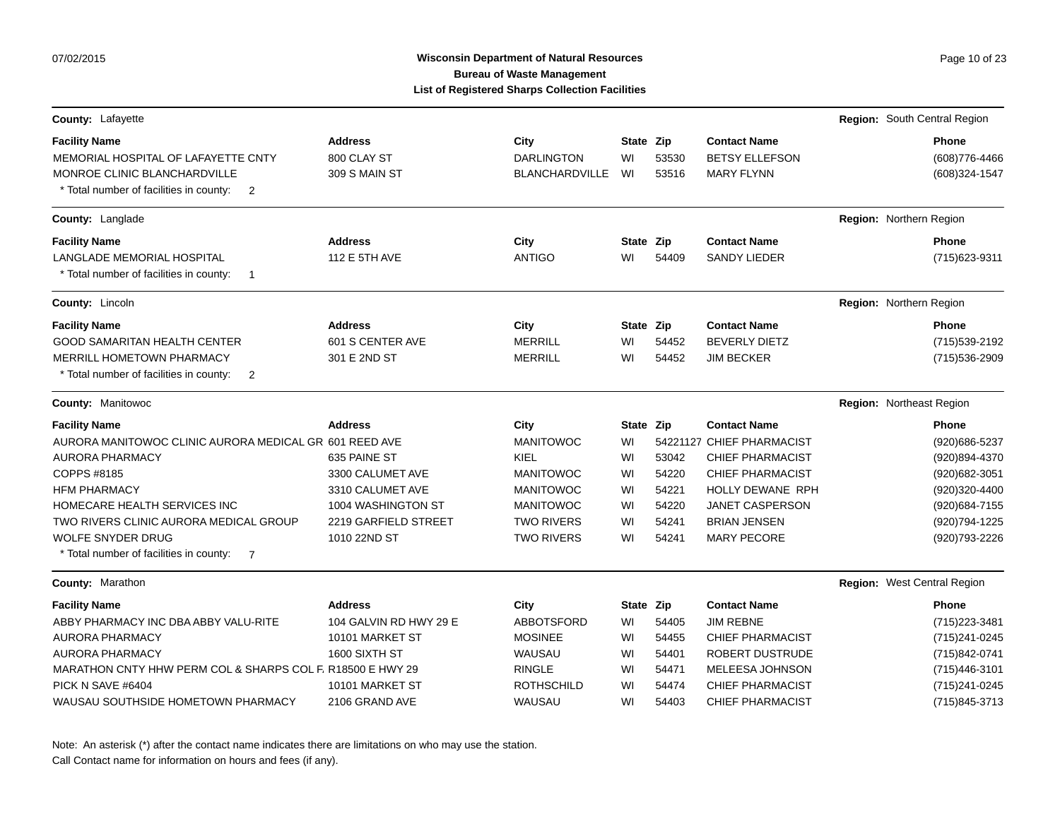## Wisconsin Department of Natural Resources
### Bureau of Waste Management
### List of Registered Sharps Collection Facilities

**County:** Lafayette — **Region:** South Central Region

| Facility Name | Address | City | State | Zip | Contact Name | Phone |
|---|---|---|---|---|---|---|
| MEMORIAL HOSPITAL OF LAFAYETTE CNTY | 800 CLAY ST | DARLINGTON | WI | 53530 | BETSY ELLEFSON | (608)776-4466 |
| MONROE CLINIC BLANCHARDVILLE | 309 S MAIN ST | BLANCHARDVILLE | WI | 53516 | MARY FLYNN | (608)324-1547 |

\* Total number of facilities in county: 2

**County:** Langlade — **Region:** Northern Region

| Facility Name | Address | City | State | Zip | Contact Name | Phone |
|---|---|---|---|---|---|---|
| LANGLADE MEMORIAL HOSPITAL | 112 E 5TH AVE | ANTIGO | WI | 54409 | SANDY LIEDER | (715)623-9311 |

\* Total number of facilities in county: 1

**County:** Lincoln — **Region:** Northern Region

| Facility Name | Address | City | State | Zip | Contact Name | Phone |
|---|---|---|---|---|---|---|
| GOOD SAMARITAN HEALTH CENTER | 601 S CENTER AVE | MERRILL | WI | 54452 | BEVERLY DIETZ | (715)539-2192 |
| MERRILL HOMETOWN PHARMACY | 301 E 2ND ST | MERRILL | WI | 54452 | JIM BECKER | (715)536-2909 |

\* Total number of facilities in county: 2

**County:** Manitowoc — **Region:** Northeast Region

| Facility Name | Address | City | State | Zip | Contact Name | Phone |
|---|---|---|---|---|---|---|
| AURORA MANITOWOC CLINIC AURORA MEDICAL GR | 601 REED AVE | MANITOWOC | WI | 54221127 | CHIEF PHARMACIST | (920)686-5237 |
| AURORA PHARMACY | 635 PAINE ST | KIEL | WI | 53042 | CHIEF PHARMACIST | (920)894-4370 |
| COPPS #8185 | 3300 CALUMET AVE | MANITOWOC | WI | 54220 | CHIEF PHARMACIST | (920)682-3051 |
| HFM PHARMACY | 3310 CALUMET AVE | MANITOWOC | WI | 54221 | HOLLY DEWANE RPH | (920)320-4400 |
| HOMECARE HEALTH SERVICES INC | 1004 WASHINGTON ST | MANITOWOC | WI | 54220 | JANET CASPERSON | (920)684-7155 |
| TWO RIVERS CLINIC AURORA MEDICAL GROUP | 2219 GARFIELD STREET | TWO RIVERS | WI | 54241 | BRIAN JENSEN | (920)794-1225 |
| WOLFE SNYDER DRUG | 1010 22ND ST | TWO RIVERS | WI | 54241 | MARY PECORE | (920)793-2226 |

\* Total number of facilities in county: 7

**County:** Marathon — **Region:** West Central Region

| Facility Name | Address | City | State | Zip | Contact Name | Phone |
|---|---|---|---|---|---|---|
| ABBY PHARMACY INC DBA ABBY VALU-RITE | 104 GALVIN RD HWY 29 E | ABBOTSFORD | WI | 54405 | JIM REBNE | (715)223-3481 |
| AURORA PHARMACY | 10101 MARKET ST | MOSINEE | WI | 54455 | CHIEF PHARMACIST | (715)241-0245 |
| AURORA PHARMACY | 1600 SIXTH ST | WAUSAU | WI | 54401 | ROBERT DUSTRUDE | (715)842-0741 |
| MARATHON CNTY HHW PERM COL & SHARPS COL F. | R18500 E HWY 29 | RINGLE | WI | 54471 | MELEESA JOHNSON | (715)446-3101 |
| PICK N SAVE #6404 | 10101 MARKET ST | ROTHSCHILD | WI | 54474 | CHIEF PHARMACIST | (715)241-0245 |
| WAUSAU SOUTHSIDE HOMETOWN PHARMACY | 2106 GRAND AVE | WAUSAU | WI | 54403 | CHIEF PHARMACIST | (715)845-3713 |

Note: An asterisk (*) after the contact name indicates there are limitations on who may use the station.
Call Contact name for information on hours and fees (if any).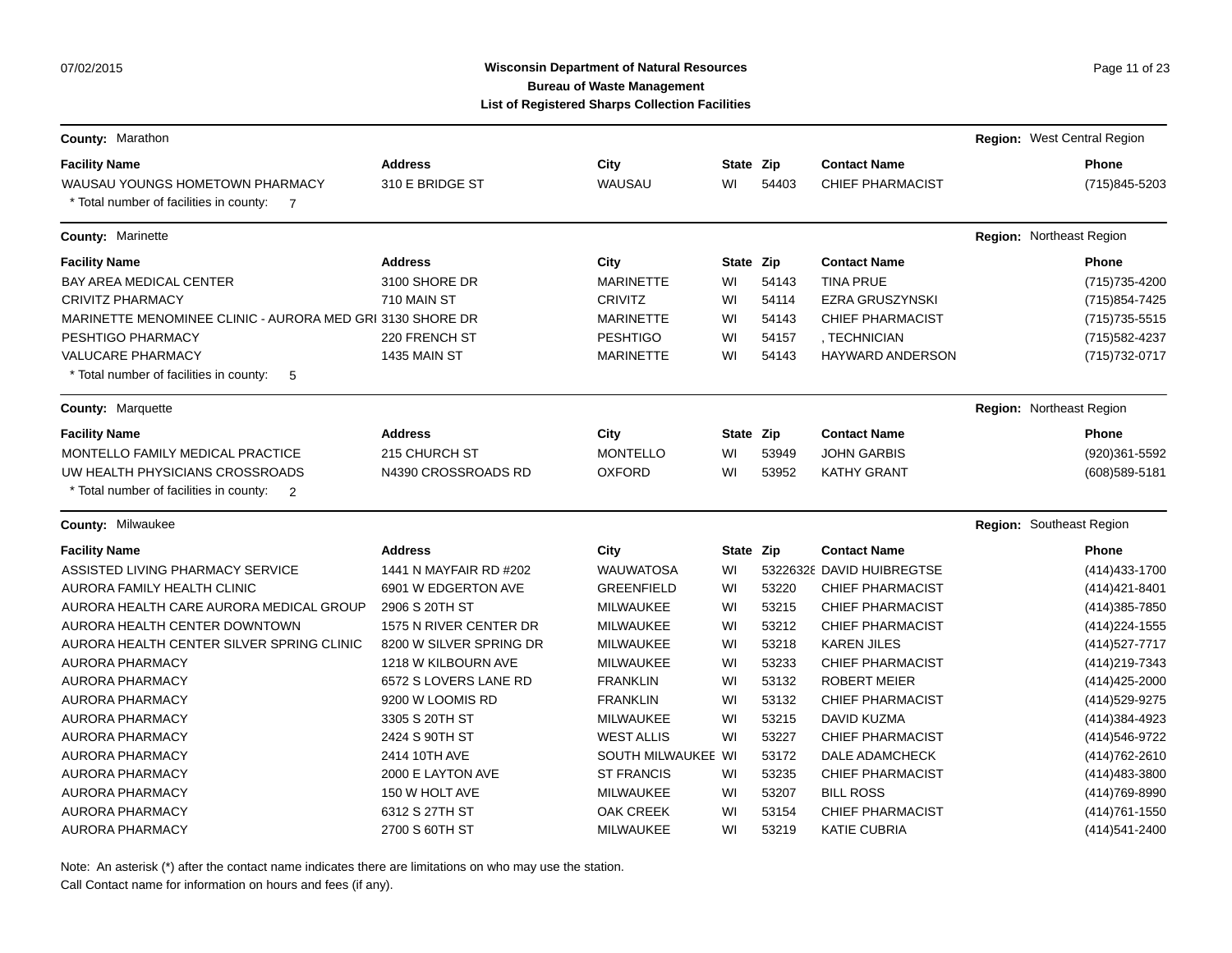**County:** Marathon

**Region:** West Central Region

| Facility Name | Address | City | State | Zip | Contact Name | Phone |
|---|---|---|---|---|---|---|
| WAUSAU YOUNGS HOMETOWN PHARMACY | 310 E BRIDGE ST | WAUSAU | WI | 54403 | CHIEF PHARMACIST | (715)845-5203 |

\* Total number of facilities in county: 7

**County:** Marinette

**Region:** Northeast Region

| Facility Name | Address | City | State | Zip | Contact Name | Phone |
|---|---|---|---|---|---|---|
| BAY AREA MEDICAL CENTER | 3100 SHORE DR | MARINETTE | WI | 54143 | TINA PRUE | (715)735-4200 |
| CRIVITZ PHARMACY | 710 MAIN ST | CRIVITZ | WI | 54114 | EZRA GRUSZYNSKI | (715)854-7425 |
| MARINETTE MENOMINEE CLINIC - AURORA MED GRI | 3130 SHORE DR | MARINETTE | WI | 54143 | CHIEF PHARMACIST | (715)735-5515 |
| PESHTIGO PHARMACY | 220 FRENCH ST | PESHTIGO | WI | 54157 | , TECHNICIAN | (715)582-4237 |
| VALUCARE PHARMACY | 1435 MAIN ST | MARINETTE | WI | 54143 | HAYWARD ANDERSON | (715)732-0717 |

\* Total number of facilities in county: 5

**County:** Marquette

**Region:** Northeast Region

| Facility Name | Address | City | State | Zip | Contact Name | Phone |
|---|---|---|---|---|---|---|
| MONTELLO FAMILY MEDICAL PRACTICE | 215 CHURCH ST | MONTELLO | WI | 53949 | JOHN GARBIS | (920)361-5592 |
| UW HEALTH PHYSICIANS CROSSROADS | N4390 CROSSROADS RD | OXFORD | WI | 53952 | KATHY GRANT | (608)589-5181 |

\* Total number of facilities in county: 2

**County:** Milwaukee

**Region:** Southeast Region

| Facility Name | Address | City | State | Zip | Contact Name | Phone |
|---|---|---|---|---|---|---|
| ASSISTED LIVING PHARMACY SERVICE | 1441 N MAYFAIR RD #202 | WAUWATOSA | WI | 53226328 | DAVID HUIBREGTSE | (414)433-1700 |
| AURORA FAMILY HEALTH CLINIC | 6901 W EDGERTON AVE | GREENFIELD | WI | 53220 | CHIEF PHARMACIST | (414)421-8401 |
| AURORA HEALTH CARE AURORA MEDICAL GROUP | 2906 S 20TH ST | MILWAUKEE | WI | 53215 | CHIEF PHARMACIST | (414)385-7850 |
| AURORA HEALTH CENTER DOWNTOWN | 1575 N RIVER CENTER DR | MILWAUKEE | WI | 53212 | CHIEF PHARMACIST | (414)224-1555 |
| AURORA HEALTH CENTER SILVER SPRING CLINIC | 8200 W SILVER SPRING DR | MILWAUKEE | WI | 53218 | KAREN JILES | (414)527-7717 |
| AURORA PHARMACY | 1218 W KILBOURN AVE | MILWAUKEE | WI | 53233 | CHIEF PHARMACIST | (414)219-7343 |
| AURORA PHARMACY | 6572 S LOVERS LANE RD | FRANKLIN | WI | 53132 | ROBERT MEIER | (414)425-2000 |
| AURORA PHARMACY | 9200 W LOOMIS RD | FRANKLIN | WI | 53132 | CHIEF PHARMACIST | (414)529-9275 |
| AURORA PHARMACY | 3305 S 20TH ST | MILWAUKEE | WI | 53215 | DAVID KUZMA | (414)384-4923 |
| AURORA PHARMACY | 2424 S 90TH ST | WEST ALLIS | WI | 53227 | CHIEF PHARMACIST | (414)546-9722 |
| AURORA PHARMACY | 2414 10TH AVE | SOUTH MILWAUKEE | WI | 53172 | DALE ADAMCHECK | (414)762-2610 |
| AURORA PHARMACY | 2000 E LAYTON AVE | ST FRANCIS | WI | 53235 | CHIEF PHARMACIST | (414)483-3800 |
| AURORA PHARMACY | 150 W HOLT AVE | MILWAUKEE | WI | 53207 | BILL ROSS | (414)769-8990 |
| AURORA PHARMACY | 6312 S 27TH ST | OAK CREEK | WI | 53154 | CHIEF PHARMACIST | (414)761-1550 |
| AURORA PHARMACY | 2700 S 60TH ST | MILWAUKEE | WI | 53219 | KATIE CUBRIA | (414)541-2400 |

Note: An asterisk (*) after the contact name indicates there are limitations on who may use the station.
Call Contact name for information on hours and fees (if any).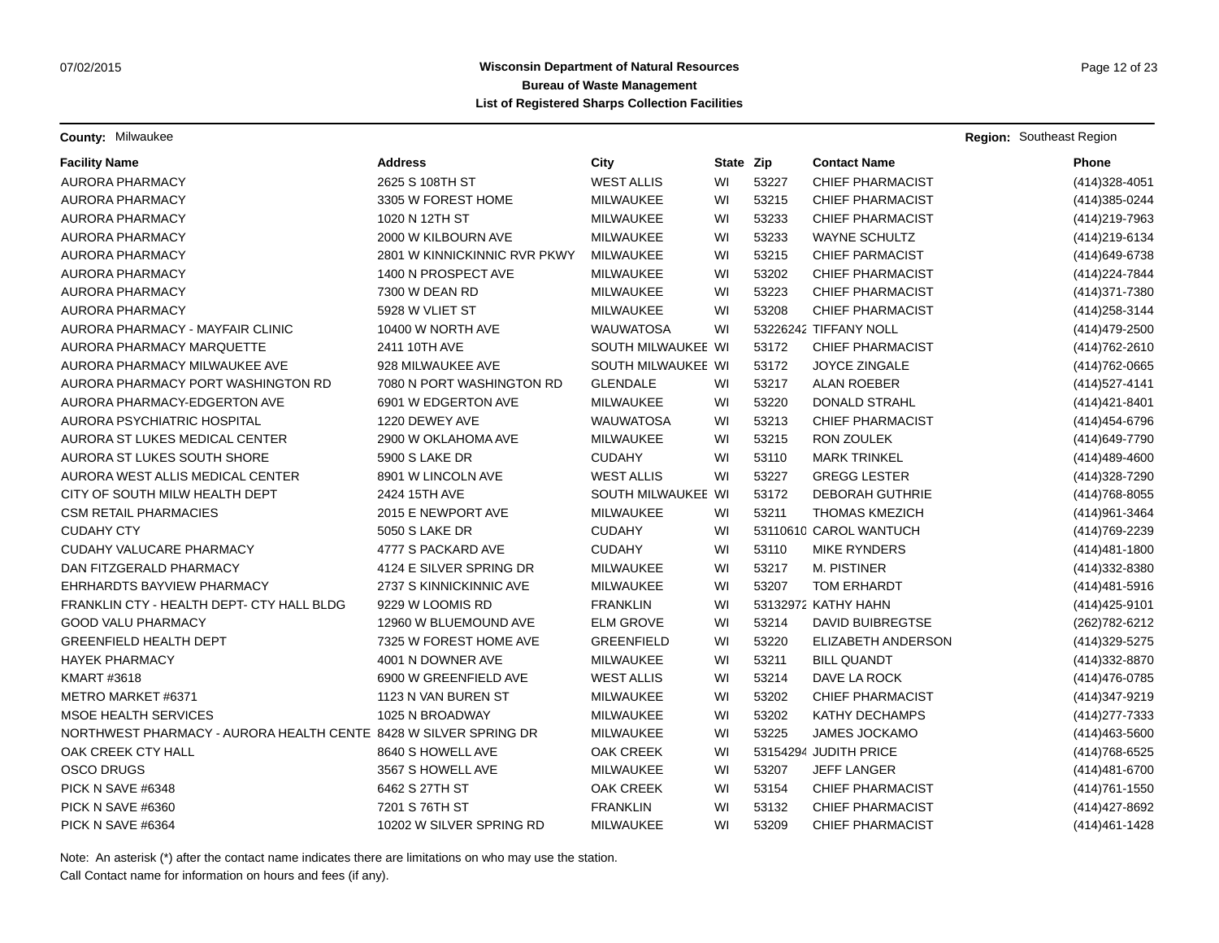**Wisconsin Department of Natural Resources**
**Bureau of Waste Management**
**List of Registered Sharps Collection Facilities**

**County:** Milwaukee **Region:** Southeast Region

| Facility Name | Address | City | State | Zip | Contact Name | Phone |
|---|---|---|---|---|---|---|
| AURORA PHARMACY | 2625 S 108TH ST | WEST ALLIS | WI | 53227 | CHIEF PHARMACIST | (414)328-4051 |
| AURORA PHARMACY | 3305 W FOREST HOME | MILWAUKEE | WI | 53215 | CHIEF PHARMACIST | (414)385-0244 |
| AURORA PHARMACY | 1020 N 12TH ST | MILWAUKEE | WI | 53233 | CHIEF PHARMACIST | (414)219-7963 |
| AURORA PHARMACY | 2000 W KILBOURN AVE | MILWAUKEE | WI | 53233 | WAYNE SCHULTZ | (414)219-6134 |
| AURORA PHARMACY | 2801 W KINNICKINNIC RVR PKWY | MILWAUKEE | WI | 53215 | CHIEF PARMACIST | (414)649-6738 |
| AURORA PHARMACY | 1400 N PROSPECT AVE | MILWAUKEE | WI | 53202 | CHIEF PHARMACIST | (414)224-7844 |
| AURORA PHARMACY | 7300 W DEAN RD | MILWAUKEE | WI | 53223 | CHIEF PHARMACIST | (414)371-7380 |
| AURORA PHARMACY | 5928 W VLIET ST | MILWAUKEE | WI | 53208 | CHIEF PHARMACIST | (414)258-3144 |
| AURORA PHARMACY - MAYFAIR CLINIC | 10400 W NORTH AVE | WAUWATOSA | WI | 53226242 | TIFFANY NOLL | (414)479-2500 |
| AURORA PHARMACY MARQUETTE | 2411 10TH AVE | SOUTH MILWAUKEE | WI | 53172 | CHIEF PHARMACIST | (414)762-2610 |
| AURORA PHARMACY MILWAUKEE AVE | 928 MILWAUKEE AVE | SOUTH MILWAUKEE | WI | 53172 | JOYCE ZINGALE | (414)762-0665 |
| AURORA PHARMACY PORT WASHINGTON RD | 7080 N PORT WASHINGTON RD | GLENDALE | WI | 53217 | ALAN ROEBER | (414)527-4141 |
| AURORA PHARMACY-EDGERTON AVE | 6901 W EDGERTON AVE | MILWAUKEE | WI | 53220 | DONALD STRAHL | (414)421-8401 |
| AURORA PSYCHIATRIC HOSPITAL | 1220 DEWEY AVE | WAUWATOSA | WI | 53213 | CHIEF PHARMACIST | (414)454-6796 |
| AURORA ST LUKES MEDICAL CENTER | 2900 W OKLAHOMA AVE | MILWAUKEE | WI | 53215 | RON ZOULEK | (414)649-7790 |
| AURORA ST LUKES SOUTH SHORE | 5900 S LAKE DR | CUDAHY | WI | 53110 | MARK TRINKEL | (414)489-4600 |
| AURORA WEST ALLIS MEDICAL CENTER | 8901 W LINCOLN AVE | WEST ALLIS | WI | 53227 | GREGG LESTER | (414)328-7290 |
| CITY OF SOUTH MILW HEALTH DEPT | 2424 15TH AVE | SOUTH MILWAUKEE | WI | 53172 | DEBORAH GUTHRIE | (414)768-8055 |
| CSM RETAIL PHARMACIES | 2015 E NEWPORT AVE | MILWAUKEE | WI | 53211 | THOMAS KMEZICH | (414)961-3464 |
| CUDAHY CTY | 5050 S LAKE DR | CUDAHY | WI | 53110610 | CAROL WANTUCH | (414)769-2239 |
| CUDAHY VALUCARE PHARMACY | 4777 S PACKARD AVE | CUDAHY | WI | 53110 | MIKE RYNDERS | (414)481-1800 |
| DAN FITZGERALD PHARMACY | 4124 E SILVER SPRING DR | MILWAUKEE | WI | 53217 | M. PISTINER | (414)332-8380 |
| EHRHARDTS BAYVIEW PHARMACY | 2737 S KINNICKINNIC AVE | MILWAUKEE | WI | 53207 | TOM ERHARDT | (414)481-5916 |
| FRANKLIN CTY - HEALTH DEPT- CTY HALL BLDG | 9229 W LOOMIS RD | FRANKLIN | WI | 53132972 | KATHY HAHN | (414)425-9101 |
| GOOD VALU PHARMACY | 12960 W BLUEMOUND AVE | ELM GROVE | WI | 53214 | DAVID BUIBREGTSE | (262)782-6212 |
| GREENFIELD HEALTH DEPT | 7325 W FOREST HOME AVE | GREENFIELD | WI | 53220 | ELIZABETH ANDERSON | (414)329-5275 |
| HAYEK PHARMACY | 4001 N DOWNER AVE | MILWAUKEE | WI | 53211 | BILL QUANDT | (414)332-8870 |
| KMART #3618 | 6900 W GREENFIELD AVE | WEST ALLIS | WI | 53214 | DAVE LA ROCK | (414)476-0785 |
| METRO MARKET #6371 | 1123 N VAN BUREN ST | MILWAUKEE | WI | 53202 | CHIEF PHARMACIST | (414)347-9219 |
| MSOE HEALTH SERVICES | 1025 N BROADWAY | MILWAUKEE | WI | 53202 | KATHY DECHAMPS | (414)277-7333 |
| NORTHWEST PHARMACY - AURORA HEALTH CENTE | 8428 W SILVER SPRING DR | MILWAUKEE | WI | 53225 | JAMES JOCKAMO | (414)463-5600 |
| OAK CREEK CTY HALL | 8640 S HOWELL AVE | OAK CREEK | WI | 53154294 | JUDITH PRICE | (414)768-6525 |
| OSCO DRUGS | 3567 S HOWELL AVE | MILWAUKEE | WI | 53207 | JEFF LANGER | (414)481-6700 |
| PICK N SAVE #6348 | 6462 S 27TH ST | OAK CREEK | WI | 53154 | CHIEF PHARMACIST | (414)761-1550 |
| PICK N SAVE #6360 | 7201 S 76TH ST | FRANKLIN | WI | 53132 | CHIEF PHARMACIST | (414)427-8692 |
| PICK N SAVE #6364 | 10202 W SILVER SPRING RD | MILWAUKEE | WI | 53209 | CHIEF PHARMACIST | (414)461-1428 |

Note: An asterisk (*) after the contact name indicates there are limitations on who may use the station.
Call Contact name for information on hours and fees (if any).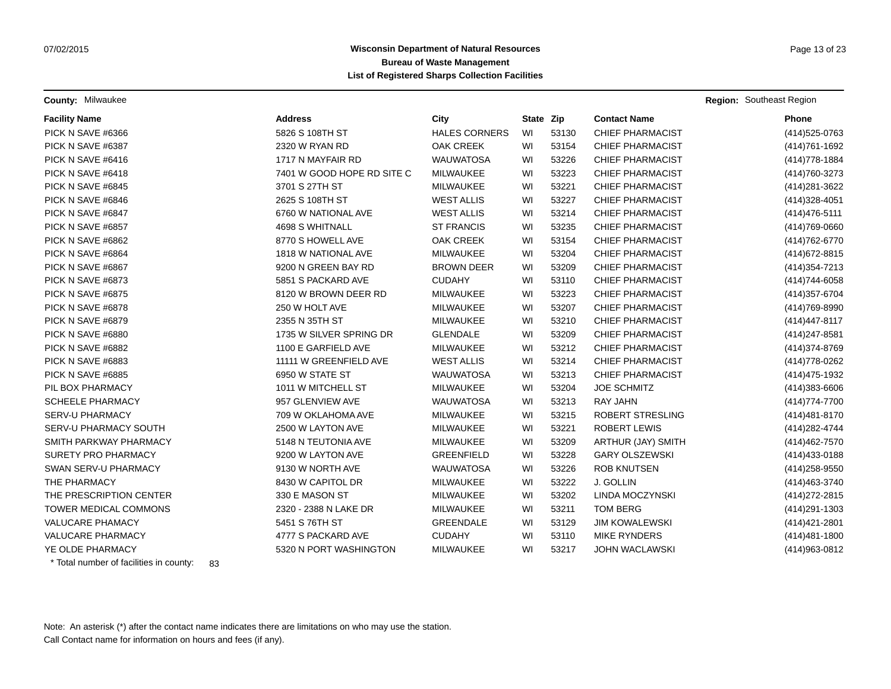**Wisconsin Department of Natural Resources**
**Bureau of Waste Management**
**List of Registered Sharps Collection Facilities**

**County:** Milwaukee

**Region:** Southeast Region

| Facility Name | Address | City | State | Zip | Contact Name | Phone |
|---|---|---|---|---|---|---|
| PICK N SAVE #6366 | 5826 S 108TH ST | HALES CORNERS | WI | 53130 | CHIEF PHARMACIST | (414)525-0763 |
| PICK N SAVE #6387 | 2320 W RYAN RD | OAK CREEK | WI | 53154 | CHIEF PHARMACIST | (414)761-1692 |
| PICK N SAVE #6416 | 1717 N MAYFAIR RD | WAUWATOSA | WI | 53226 | CHIEF PHARMACIST | (414)778-1884 |
| PICK N SAVE #6418 | 7401 W GOOD HOPE RD SITE C | MILWAUKEE | WI | 53223 | CHIEF PHARMACIST | (414)760-3273 |
| PICK N SAVE #6845 | 3701 S 27TH ST | MILWAUKEE | WI | 53221 | CHIEF PHARMACIST | (414)281-3622 |
| PICK N SAVE #6846 | 2625 S 108TH ST | WEST ALLIS | WI | 53227 | CHIEF PHARMACIST | (414)328-4051 |
| PICK N SAVE #6847 | 6760 W NATIONAL AVE | WEST ALLIS | WI | 53214 | CHIEF PHARMACIST | (414)476-5111 |
| PICK N SAVE #6857 | 4698 S WHITNALL | ST FRANCIS | WI | 53235 | CHIEF PHARMACIST | (414)769-0660 |
| PICK N SAVE #6862 | 8770 S HOWELL AVE | OAK CREEK | WI | 53154 | CHIEF PHARMACIST | (414)762-6770 |
| PICK N SAVE #6864 | 1818 W NATIONAL AVE | MILWAUKEE | WI | 53204 | CHIEF PHARMACIST | (414)672-8815 |
| PICK N SAVE #6867 | 9200 N GREEN BAY RD | BROWN DEER | WI | 53209 | CHIEF PHARMACIST | (414)354-7213 |
| PICK N SAVE #6873 | 5851 S PACKARD AVE | CUDAHY | WI | 53110 | CHIEF PHARMACIST | (414)744-6058 |
| PICK N SAVE #6875 | 8120 W BROWN DEER RD | MILWAUKEE | WI | 53223 | CHIEF PHARMACIST | (414)357-6704 |
| PICK N SAVE #6878 | 250 W HOLT AVE | MILWAUKEE | WI | 53207 | CHIEF PHARMACIST | (414)769-8990 |
| PICK N SAVE #6879 | 2355 N 35TH ST | MILWAUKEE | WI | 53210 | CHIEF PHARMACIST | (414)447-8117 |
| PICK N SAVE #6880 | 1735 W SILVER SPRING DR | GLENDALE | WI | 53209 | CHIEF PHARMACIST | (414)247-8581 |
| PICK N SAVE #6882 | 1100 E GARFIELD AVE | MILWAUKEE | WI | 53212 | CHIEF PHARMACIST | (414)374-8769 |
| PICK N SAVE #6883 | 11111 W GREENFIELD AVE | WEST ALLIS | WI | 53214 | CHIEF PHARMACIST | (414)778-0262 |
| PICK N SAVE #6885 | 6950 W STATE ST | WAUWATOSA | WI | 53213 | CHIEF PHARMACIST | (414)475-1932 |
| PIL BOX PHARMACY | 1011 W MITCHELL ST | MILWAUKEE | WI | 53204 | JOE SCHMITZ | (414)383-6606 |
| SCHEELE PHARMACY | 957 GLENVIEW AVE | WAUWATOSA | WI | 53213 | RAY JAHN | (414)774-7700 |
| SERV-U PHARMACY | 709 W OKLAHOMA AVE | MILWAUKEE | WI | 53215 | ROBERT STRESLING | (414)481-8170 |
| SERV-U PHARMACY SOUTH | 2500 W LAYTON AVE | MILWAUKEE | WI | 53221 | ROBERT LEWIS | (414)282-4744 |
| SMITH PARKWAY PHARMACY | 5148 N TEUTONIA AVE | MILWAUKEE | WI | 53209 | ARTHUR (JAY) SMITH | (414)462-7570 |
| SURETY PRO PHARMACY | 9200 W LAYTON AVE | GREENFIELD | WI | 53228 | GARY OLSZEWSKI | (414)433-0188 |
| SWAN SERV-U PHARMACY | 9130 W NORTH AVE | WAUWATOSA | WI | 53226 | ROB KNUTSEN | (414)258-9550 |
| THE PHARMACY | 8430 W CAPITOL DR | MILWAUKEE | WI | 53222 | J. GOLLIN | (414)463-3740 |
| THE PRESCRIPTION CENTER | 330 E MASON ST | MILWAUKEE | WI | 53202 | LINDA MOCZYNSKI | (414)272-2815 |
| TOWER MEDICAL COMMONS | 2320 - 2388 N LAKE DR | MILWAUKEE | WI | 53211 | TOM BERG | (414)291-1303 |
| VALUCARE PHAMACY | 5451 S 76TH ST | GREENDALE | WI | 53129 | JIM KOWALEWSKI | (414)421-2801 |
| VALUCARE PHARMACY | 4777 S PACKARD AVE | CUDAHY | WI | 53110 | MIKE RYNDERS | (414)481-1800 |
| YE OLDE PHARMACY | 5320 N PORT WASHINGTON | MILWAUKEE | WI | 53217 | JOHN WACLAWSKI | (414)963-0812 |

* Total number of facilities in county: 83

Note: An asterisk (*) after the contact name indicates there are limitations on who may use the station.
Call Contact name for information on hours and fees (if any).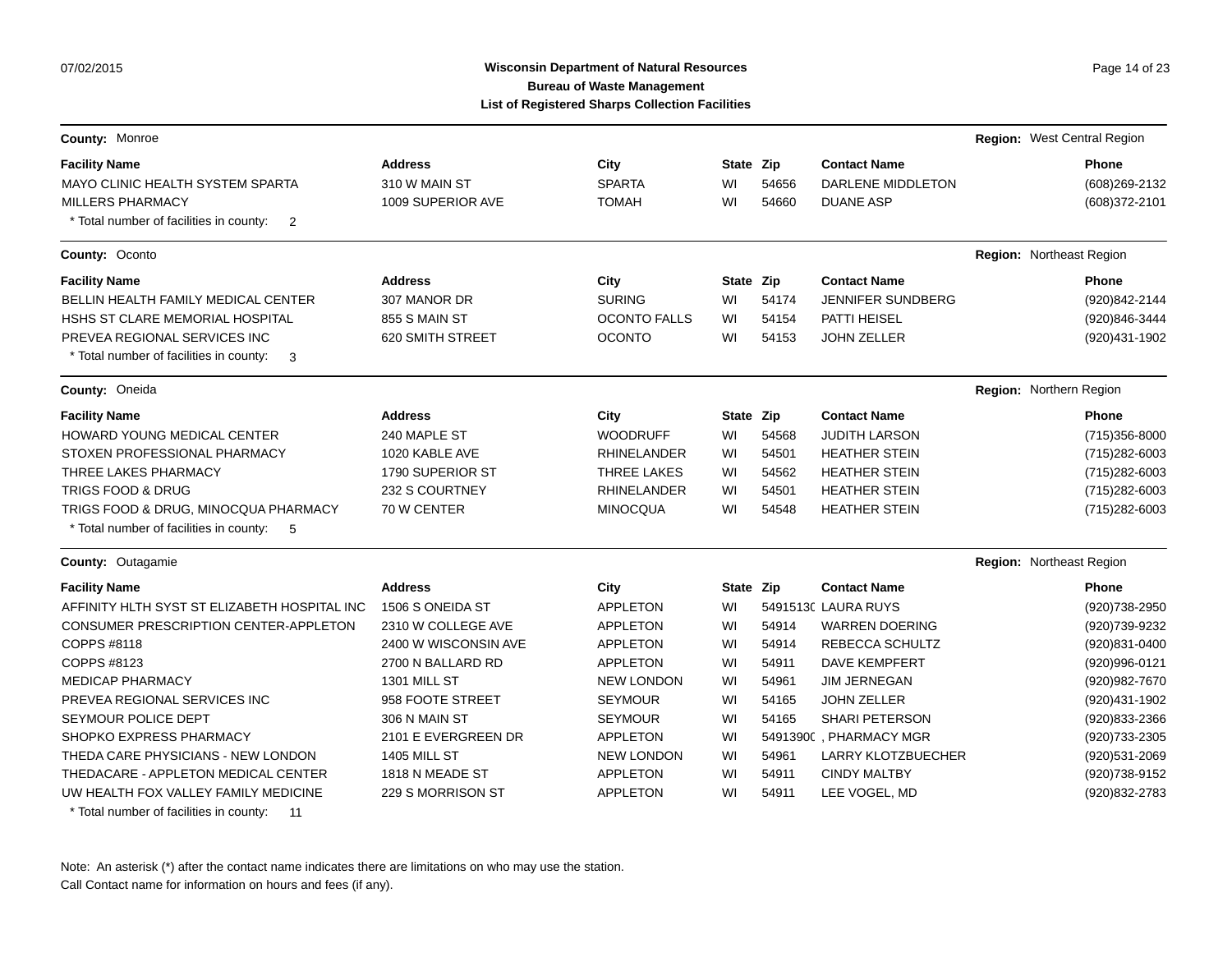**Wisconsin Department of Natural Resources**
**Bureau of Waste Management**
**List of Registered Sharps Collection Facilities**

07/02/2015

**County:** Monroe — **Region:** West Central Region

| Facility Name | Address | City | State | Zip | Contact Name | Phone |
|---|---|---|---|---|---|---|
| MAYO CLINIC HEALTH SYSTEM SPARTA | 310 W MAIN ST | SPARTA | WI | 54656 | DARLENE MIDDLETON | (608)269-2132 |
| MILLERS PHARMACY | 1009 SUPERIOR AVE | TOMAH | WI | 54660 | DUANE ASP | (608)372-2101 |

* Total number of facilities in county: 2

**County:** Oconto — **Region:** Northeast Region

| Facility Name | Address | City | State | Zip | Contact Name | Phone |
|---|---|---|---|---|---|---|
| BELLIN HEALTH FAMILY MEDICAL CENTER | 307 MANOR DR | SURING | WI | 54174 | JENNIFER SUNDBERG | (920)842-2144 |
| HSHS ST CLARE MEMORIAL HOSPITAL | 855 S MAIN ST | OCONTO FALLS | WI | 54154 | PATTI HEISEL | (920)846-3444 |
| PREVEA REGIONAL SERVICES INC | 620 SMITH STREET | OCONTO | WI | 54153 | JOHN ZELLER | (920)431-1902 |

* Total number of facilities in county: 3

**County:** Oneida — **Region:** Northern Region

| Facility Name | Address | City | State | Zip | Contact Name | Phone |
|---|---|---|---|---|---|---|
| HOWARD YOUNG MEDICAL CENTER | 240 MAPLE ST | WOODRUFF | WI | 54568 | JUDITH LARSON | (715)356-8000 |
| STOXEN PROFESSIONAL PHARMACY | 1020 KABLE AVE | RHINELANDER | WI | 54501 | HEATHER STEIN | (715)282-6003 |
| THREE LAKES PHARMACY | 1790 SUPERIOR ST | THREE LAKES | WI | 54562 | HEATHER STEIN | (715)282-6003 |
| TRIGS FOOD & DRUG | 232 S COURTNEY | RHINELANDER | WI | 54501 | HEATHER STEIN | (715)282-6003 |
| TRIGS FOOD & DRUG, MINOCQUA PHARMACY | 70 W CENTER | MINOCQUA | WI | 54548 | HEATHER STEIN | (715)282-6003 |

* Total number of facilities in county: 5

**County:** Outagamie — **Region:** Northeast Region

| Facility Name | Address | City | State | Zip | Contact Name | Phone |
|---|---|---|---|---|---|---|
| AFFINITY HLTH SYST ST ELIZABETH HOSPITAL INC | 1506 S ONEIDA ST | APPLETON | WI | 54915130 | LAURA RUYS | (920)738-2950 |
| CONSUMER PRESCRIPTION CENTER-APPLETON | 2310 W COLLEGE AVE | APPLETON | WI | 54914 | WARREN DOERING | (920)739-9232 |
| COPPS #8118 | 2400 W WISCONSIN AVE | APPLETON | WI | 54914 | REBECCA SCHULTZ | (920)831-0400 |
| COPPS #8123 | 2700 N BALLARD RD | APPLETON | WI | 54911 | DAVE KEMPFERT | (920)996-0121 |
| MEDICAP PHARMACY | 1301 MILL ST | NEW LONDON | WI | 54961 | JIM JERNEGAN | (920)982-7670 |
| PREVEA REGIONAL SERVICES INC | 958 FOOTE STREET | SEYMOUR | WI | 54165 | JOHN ZELLER | (920)431-1902 |
| SEYMOUR POLICE DEPT | 306 N MAIN ST | SEYMOUR | WI | 54165 | SHARI PETERSON | (920)833-2366 |
| SHOPKO EXPRESS PHARMACY | 2101 E EVERGREEN DR | APPLETON | WI | 54913900 | , PHARMACY MGR | (920)733-2305 |
| THEDA CARE PHYSICIANS - NEW LONDON | 1405 MILL ST | NEW LONDON | WI | 54961 | LARRY KLOTZBUECHER | (920)531-2069 |
| THEDACARE - APPLETON MEDICAL CENTER | 1818 N MEADE ST | APPLETON | WI | 54911 | CINDY MALTBY | (920)738-9152 |
| UW HEALTH FOX VALLEY FAMILY MEDICINE | 229 S MORRISON ST | APPLETON | WI | 54911 | LEE VOGEL, MD | (920)832-2783 |

* Total number of facilities in county: 11

Note: An asterisk (*) after the contact name indicates there are limitations on who may use the station.
Call Contact name for information on hours and fees (if any).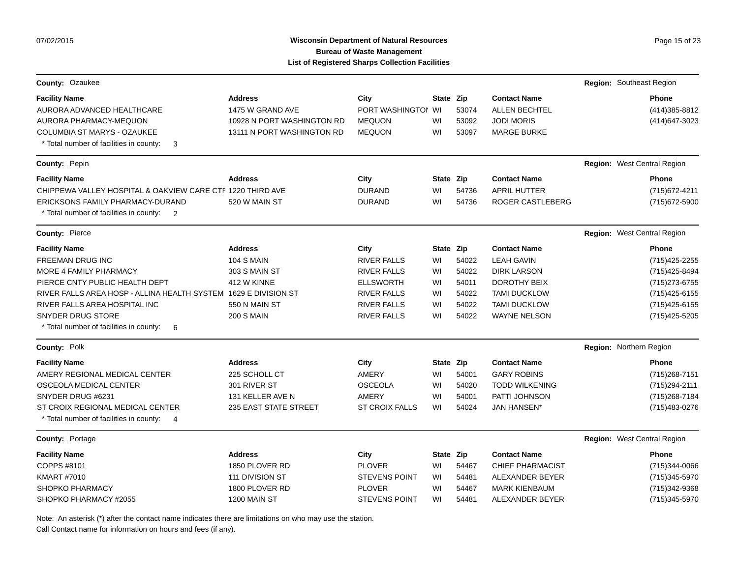**Wisconsin Department of Natural Resources**
**Bureau of Waste Management**
**List of Registered Sharps Collection Facilities**

**County:** Ozaukee — **Region:** Southeast Region

| Facility Name | Address | City | State | Zip | Contact Name | Phone |
|---|---|---|---|---|---|---|
| AURORA ADVANCED HEALTHCARE | 1475 W GRAND AVE | PORT WASHINGTOI | WI | 53074 | ALLEN BECHTEL | (414)385-8812 |
| AURORA PHARMACY-MEQUON | 10928 N PORT WASHINGTON RD | MEQUON | WI | 53092 | JODI MORIS | (414)647-3023 |
| COLUMBIA ST MARYS - OZAUKEE | 13111 N PORT WASHINGTON RD | MEQUON | WI | 53097 | MARGE BURKE | |

* Total number of facilities in county: 3

**County:** Pepin — **Region:** West Central Region

| Facility Name | Address | City | State | Zip | Contact Name | Phone |
|---|---|---|---|---|---|---|
| CHIPPEWA VALLEY HOSPITAL & OAKVIEW CARE CTF | 1220 THIRD AVE | DURAND | WI | 54736 | APRIL HUTTER | (715)672-4211 |
| ERICKSONS FAMILY PHARMACY-DURAND | 520 W MAIN ST | DURAND | WI | 54736 | ROGER CASTLEBERG | (715)672-5900 |

* Total number of facilities in county: 2

**County:** Pierce — **Region:** West Central Region

| Facility Name | Address | City | State | Zip | Contact Name | Phone |
|---|---|---|---|---|---|---|
| FREEMAN DRUG INC | 104 S MAIN | RIVER FALLS | WI | 54022 | LEAH GAVIN | (715)425-2255 |
| MORE 4 FAMILY PHARMACY | 303 S MAIN ST | RIVER FALLS | WI | 54022 | DIRK LARSON | (715)425-8494 |
| PIERCE CNTY PUBLIC HEALTH DEPT | 412 W KINNE | ELLSWORTH | WI | 54011 | DOROTHY BEIX | (715)273-6755 |
| RIVER FALLS AREA HOSP - ALLINA HEALTH SYSTEM | 1629 E DIVISION ST | RIVER FALLS | WI | 54022 | TAMI DUCKLOW | (715)425-6155 |
| RIVER FALLS AREA HOSPITAL INC | 550 N MAIN ST | RIVER FALLS | WI | 54022 | TAMI DUCKLOW | (715)425-6155 |
| SNYDER DRUG STORE | 200 S MAIN | RIVER FALLS | WI | 54022 | WAYNE NELSON | (715)425-5205 |

* Total number of facilities in county: 6

**County:** Polk — **Region:** Northern Region

| Facility Name | Address | City | State | Zip | Contact Name | Phone |
|---|---|---|---|---|---|---|
| AMERY REGIONAL MEDICAL CENTER | 225 SCHOLL CT | AMERY | WI | 54001 | GARY ROBINS | (715)268-7151 |
| OSCEOLA MEDICAL CENTER | 301 RIVER ST | OSCEOLA | WI | 54020 | TODD WILKENING | (715)294-2111 |
| SNYDER DRUG #6231 | 131 KELLER AVE N | AMERY | WI | 54001 | PATTI JOHNSON | (715)268-7184 |
| ST CROIX REGIONAL MEDICAL CENTER | 235 EAST STATE STREET | ST CROIX FALLS | WI | 54024 | JAN HANSEN* | (715)483-0276 |

* Total number of facilities in county: 4

**County:** Portage — **Region:** West Central Region

| Facility Name | Address | City | State | Zip | Contact Name | Phone |
|---|---|---|---|---|---|---|
| COPPS #8101 | 1850 PLOVER RD | PLOVER | WI | 54467 | CHIEF PHARMACIST | (715)344-0066 |
| KMART #7010 | 111 DIVISION ST | STEVENS POINT | WI | 54481 | ALEXANDER BEYER | (715)345-5970 |
| SHOPKO PHARMACY | 1800 PLOVER RD | PLOVER | WI | 54467 | MARK KIENBAUM | (715)342-9368 |
| SHOPKO PHARMACY #2055 | 1200 MAIN ST | STEVENS POINT | WI | 54481 | ALEXANDER BEYER | (715)345-5970 |

Note: An asterisk (*) after the contact name indicates there are limitations on who may use the station.
Call Contact name for information on hours and fees (if any).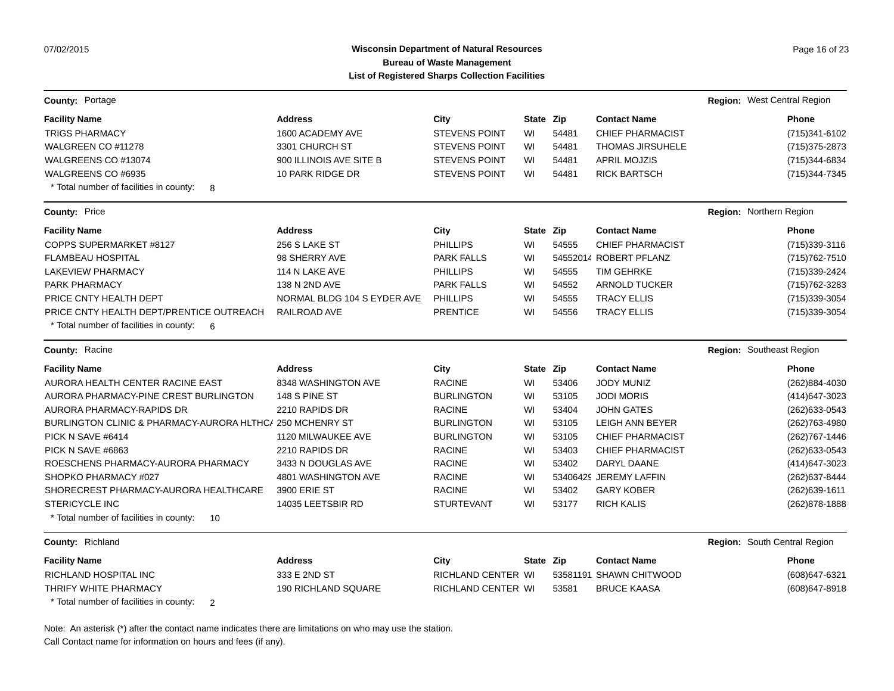**Wisconsin Department of Natural Resources**
**Bureau of Waste Management**
**List of Registered Sharps Collection Facilities**

**County:** Portage — **Region:** West Central Region

| Facility Name | Address | City | State | Zip | Contact Name | Phone |
|---|---|---|---|---|---|---|
| TRIGS PHARMACY | 1600 ACADEMY AVE | STEVENS POINT | WI | 54481 | CHIEF PHARMACIST | (715)341-6102 |
| WALGREEN CO #11278 | 3301 CHURCH ST | STEVENS POINT | WI | 54481 | THOMAS JIRSUHELE | (715)375-2873 |
| WALGREENS CO #13074 | 900 ILLINOIS AVE SITE B | STEVENS POINT | WI | 54481 | APRIL MOJZIS | (715)344-6834 |
| WALGREENS CO #6935 | 10 PARK RIDGE DR | STEVENS POINT | WI | 54481 | RICK BARTSCH | (715)344-7345 |

\* Total number of facilities in county: 8

**County:** Price — **Region:** Northern Region

| Facility Name | Address | City | State | Zip | Contact Name | Phone |
|---|---|---|---|---|---|---|
| COPPS SUPERMARKET #8127 | 256 S LAKE ST | PHILLIPS | WI | 54555 | CHIEF PHARMACIST | (715)339-3116 |
| FLAMBEAU HOSPITAL | 98 SHERRY AVE | PARK FALLS | WI | 54552014 | ROBERT PFLANZ | (715)762-7510 |
| LAKEVIEW PHARMACY | 114 N LAKE AVE | PHILLIPS | WI | 54555 | TIM GEHRKE | (715)339-2424 |
| PARK PHARMACY | 138 N 2ND AVE | PARK FALLS | WI | 54552 | ARNOLD TUCKER | (715)762-3283 |
| PRICE CNTY HEALTH DEPT | NORMAL BLDG 104 S EYDER AVE | PHILLIPS | WI | 54555 | TRACY ELLIS | (715)339-3054 |
| PRICE CNTY HEALTH DEPT/PRENTICE OUTREACH | RAILROAD AVE | PRENTICE | WI | 54556 | TRACY ELLIS | (715)339-3054 |

\* Total number of facilities in county: 6

**County:** Racine — **Region:** Southeast Region

| Facility Name | Address | City | State | Zip | Contact Name | Phone |
|---|---|---|---|---|---|---|
| AURORA HEALTH CENTER RACINE EAST | 8348 WASHINGTON AVE | RACINE | WI | 53406 | JODY MUNIZ | (262)884-4030 |
| AURORA PHARMACY-PINE CREST BURLINGTON | 148 S PINE ST | BURLINGTON | WI | 53105 | JODI MORIS | (414)647-3023 |
| AURORA PHARMACY-RAPIDS DR | 2210 RAPIDS DR | RACINE | WI | 53404 | JOHN GATES | (262)633-0543 |
| BURLINGTON CLINIC & PHARMACY-AURORA HLTHCA | 250 MCHENRY ST | BURLINGTON | WI | 53105 | LEIGH ANN BEYER | (262)763-4980 |
| PICK N SAVE #6414 | 1120 MILWAUKEE AVE | BURLINGTON | WI | 53105 | CHIEF PHARMACIST | (262)767-1446 |
| PICK N SAVE #6863 | 2210 RAPIDS DR | RACINE | WI | 53403 | CHIEF PHARMACIST | (262)633-0543 |
| ROESCHENS PHARMACY-AURORA PHARMACY | 3433 N DOUGLAS AVE | RACINE | WI | 53402 | DARYL DAANE | (414)647-3023 |
| SHOPKO PHARMACY #027 | 4801 WASHINGTON AVE | RACINE | WI | 53406429 | JEREMY LAFFIN | (262)637-8444 |
| SHORECREST PHARMACY-AURORA HEALTHCARE | 3900 ERIE ST | RACINE | WI | 53402 | GARY KOBER | (262)639-1611 |
| STERICYCLE INC | 14035 LEETSBIR RD | STURTEVANT | WI | 53177 | RICH KALIS | (262)878-1888 |

\* Total number of facilities in county: 10

**County:** Richland — **Region:** South Central Region

| Facility Name | Address | City | State | Zip | Contact Name | Phone |
|---|---|---|---|---|---|---|
| RICHLAND HOSPITAL INC | 333 E 2ND ST | RICHLAND CENTER | WI | 53581191 | SHAWN CHITWOOD | (608)647-6321 |
| THRIFY WHITE PHARMACY | 190 RICHLAND SQUARE | RICHLAND CENTER | WI | 53581 | BRUCE KAASA | (608)647-8918 |

\* Total number of facilities in county: 2

Note: An asterisk (*) after the contact name indicates there are limitations on who may use the station.
Call Contact name for information on hours and fees (if any).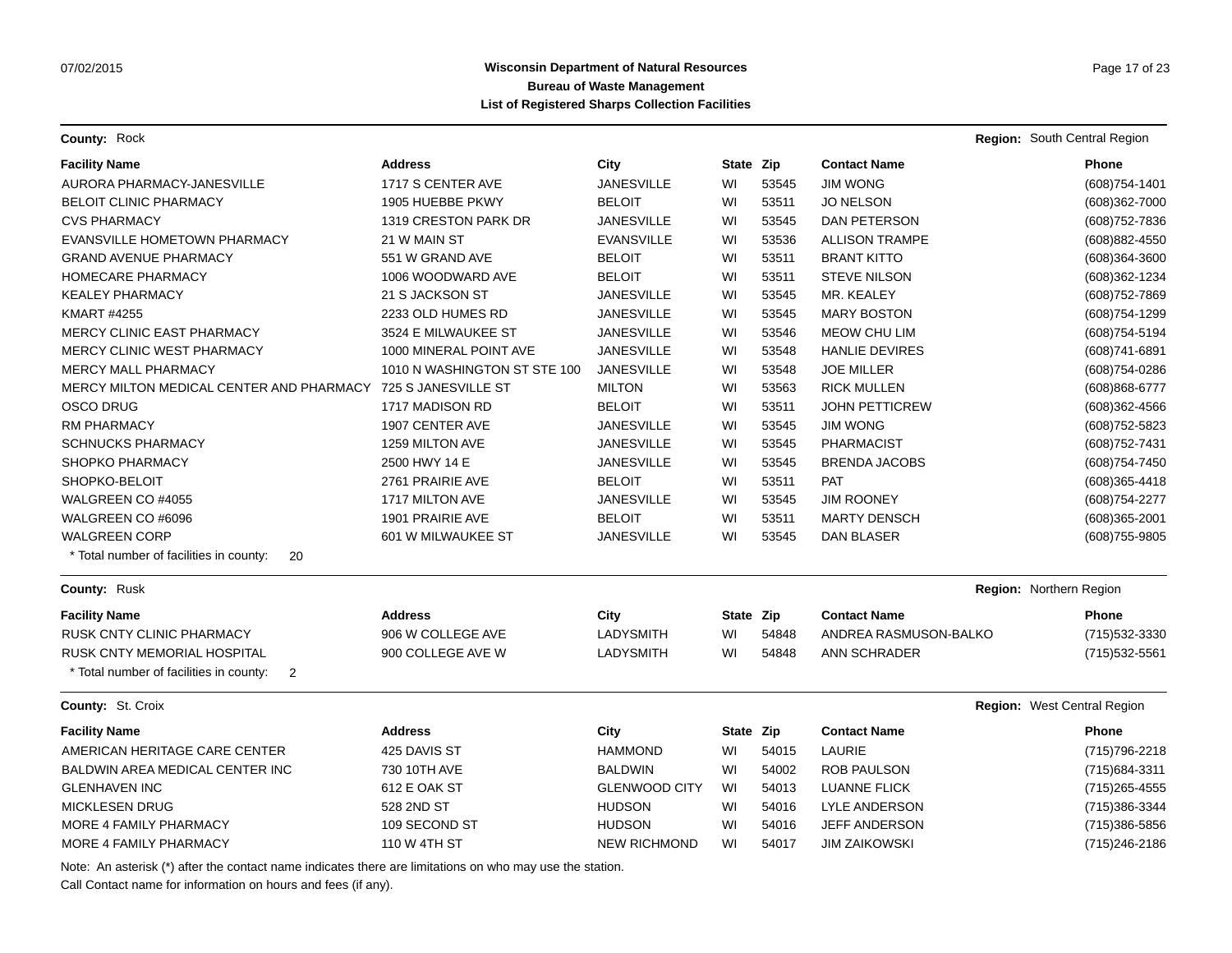**Wisconsin Department of Natural Resources**
**Bureau of Waste Management**
**List of Registered Sharps Collection Facilities**

**County:** Rock — **Region:** South Central Region

| Facility Name | Address | City | State | Zip | Contact Name | Phone |
|---|---|---|---|---|---|---|
| AURORA PHARMACY-JANESVILLE | 1717 S CENTER AVE | JANESVILLE | WI | 53545 | JIM WONG | (608)754-1401 |
| BELOIT CLINIC PHARMACY | 1905 HUEBBE PKWY | BELOIT | WI | 53511 | JO NELSON | (608)362-7000 |
| CVS PHARMACY | 1319 CRESTON PARK DR | JANESVILLE | WI | 53545 | DAN PETERSON | (608)752-7836 |
| EVANSVILLE HOMETOWN PHARMACY | 21 W MAIN ST | EVANSVILLE | WI | 53536 | ALLISON TRAMPE | (608)882-4550 |
| GRAND AVENUE PHARMACY | 551 W GRAND AVE | BELOIT | WI | 53511 | BRANT KITTO | (608)364-3600 |
| HOMECARE PHARMACY | 1006 WOODWARD AVE | BELOIT | WI | 53511 | STEVE NILSON | (608)362-1234 |
| KEALEY PHARMACY | 21 S JACKSON ST | JANESVILLE | WI | 53545 | MR. KEALEY | (608)752-7869 |
| KMART #4255 | 2233 OLD HUMES RD | JANESVILLE | WI | 53545 | MARY BOSTON | (608)754-1299 |
| MERCY CLINIC EAST PHARMACY | 3524 E MILWAUKEE ST | JANESVILLE | WI | 53546 | MEOW CHU LIM | (608)754-5194 |
| MERCY CLINIC WEST PHARMACY | 1000 MINERAL POINT AVE | JANESVILLE | WI | 53548 | HANLIE DEVIRES | (608)741-6891 |
| MERCY MALL PHARMACY | 1010 N WASHINGTON ST STE 100 | JANESVILLE | WI | 53548 | JOE MILLER | (608)754-0286 |
| MERCY MILTON MEDICAL CENTER AND PHARMACY | 725 S JANESVILLE ST | MILTON | WI | 53563 | RICK MULLEN | (608)868-6777 |
| OSCO DRUG | 1717 MADISON RD | BELOIT | WI | 53511 | JOHN PETTICREW | (608)362-4566 |
| RM PHARMACY | 1907 CENTER AVE | JANESVILLE | WI | 53545 | JIM WONG | (608)752-5823 |
| SCHNUCKS PHARMACY | 1259 MILTON AVE | JANESVILLE | WI | 53545 | PHARMACIST | (608)752-7431 |
| SHOPKO PHARMACY | 2500 HWY 14 E | JANESVILLE | WI | 53545 | BRENDA JACOBS | (608)754-7450 |
| SHOPKO-BELOIT | 2761 PRAIRIE AVE | BELOIT | WI | 53511 | PAT | (608)365-4418 |
| WALGREEN CO #4055 | 1717 MILTON AVE | JANESVILLE | WI | 53545 | JIM ROONEY | (608)754-2277 |
| WALGREEN CO #6096 | 1901 PRAIRIE AVE | BELOIT | WI | 53511 | MARTY DENSCH | (608)365-2001 |
| WALGREEN CORP | 601 W MILWAUKEE ST | JANESVILLE | WI | 53545 | DAN BLASER | (608)755-9805 |

* Total number of facilities in county: 20

**County:** Rusk — **Region:** Northern Region

| Facility Name | Address | City | State | Zip | Contact Name | Phone |
|---|---|---|---|---|---|---|
| RUSK CNTY CLINIC PHARMACY | 906 W COLLEGE AVE | LADYSMITH | WI | 54848 | ANDREA RASMUSON-BALKO | (715)532-3330 |
| RUSK CNTY MEMORIAL HOSPITAL | 900 COLLEGE AVE W | LADYSMITH | WI | 54848 | ANN SCHRADER | (715)532-5561 |

* Total number of facilities in county: 2

**County:** St. Croix — **Region:** West Central Region

| Facility Name | Address | City | State | Zip | Contact Name | Phone |
|---|---|---|---|---|---|---|
| AMERICAN HERITAGE CARE CENTER | 425 DAVIS ST | HAMMOND | WI | 54015 | LAURIE | (715)796-2218 |
| BALDWIN AREA MEDICAL CENTER INC | 730 10TH AVE | BALDWIN | WI | 54002 | ROB PAULSON | (715)684-3311 |
| GLENHAVEN INC | 612 E OAK ST | GLENWOOD CITY | WI | 54013 | LUANNE FLICK | (715)265-4555 |
| MICKLESEN DRUG | 528 2ND ST | HUDSON | WI | 54016 | LYLE ANDERSON | (715)386-3344 |
| MORE 4 FAMILY PHARMACY | 109 SECOND ST | HUDSON | WI | 54016 | JEFF ANDERSON | (715)386-5856 |
| MORE 4 FAMILY PHARMACY | 110 W 4TH ST | NEW RICHMOND | WI | 54017 | JIM ZAIKOWSKI | (715)246-2186 |

Note: An asterisk (*) after the contact name indicates there are limitations on who may use the station.
Call Contact name for information on hours and fees (if any).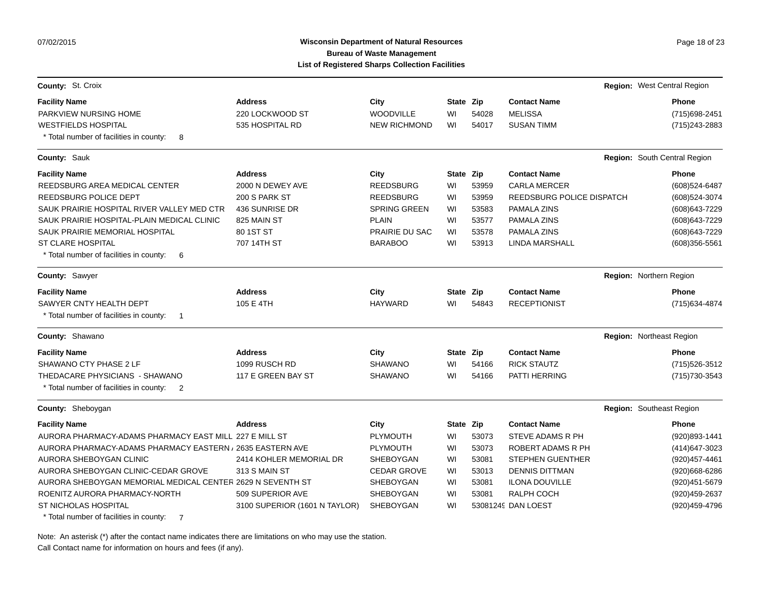**Wisconsin Department of Natural Resources**
**Bureau of Waste Management**
**List of Registered Sharps Collection Facilities**

07/02/2015

**County:** St. Croix — **Region:** West Central Region

| Facility Name | Address | City | State | Zip | Contact Name | Phone |
|---|---|---|---|---|---|---|
| PARKVIEW NURSING HOME | 220 LOCKWOOD ST | WOODVILLE | WI | 54028 | MELISSA | (715)698-2451 |
| WESTFIELDS HOSPITAL | 535 HOSPITAL RD | NEW RICHMOND | WI | 54017 | SUSAN TIMM | (715)243-2883 |

\* Total number of facilities in county: 8

**County:** Sauk — **Region:** South Central Region

| Facility Name | Address | City | State | Zip | Contact Name | Phone |
|---|---|---|---|---|---|---|
| REEDSBURG AREA MEDICAL CENTER | 2000 N DEWEY AVE | REEDSBURG | WI | 53959 | CARLA MERCER | (608)524-6487 |
| REEDSBURG POLICE DEPT | 200 S PARK ST | REEDSBURG | WI | 53959 | REEDSBURG POLICE DISPATCH | (608)524-3074 |
| SAUK PRAIRIE HOSPITAL RIVER VALLEY MED CTR | 436 SUNRISE DR | SPRING GREEN | WI | 53583 | PAMALA ZINS | (608)643-7229 |
| SAUK PRAIRIE HOSPITAL-PLAIN MEDICAL CLINIC | 825 MAIN ST | PLAIN | WI | 53577 | PAMALA ZINS | (608)643-7229 |
| SAUK PRAIRIE MEMORIAL HOSPITAL | 80 1ST ST | PRAIRIE DU SAC | WI | 53578 | PAMALA ZINS | (608)643-7229 |
| ST CLARE HOSPITAL | 707 14TH ST | BARABOO | WI | 53913 | LINDA MARSHALL | (608)356-5561 |

\* Total number of facilities in county: 6

**County:** Sawyer — **Region:** Northern Region

| Facility Name | Address | City | State | Zip | Contact Name | Phone |
|---|---|---|---|---|---|---|
| SAWYER CNTY HEALTH DEPT | 105 E 4TH | HAYWARD | WI | 54843 | RECEPTIONIST | (715)634-4874 |

\* Total number of facilities in county: 1

**County:** Shawano — **Region:** Northeast Region

| Facility Name | Address | City | State | Zip | Contact Name | Phone |
|---|---|---|---|---|---|---|
| SHAWANO CTY PHASE 2 LF | 1099 RUSCH RD | SHAWANO | WI | 54166 | RICK STAUTZ | (715)526-3512 |
| THEDACARE PHYSICIANS - SHAWANO | 117 E GREEN BAY ST | SHAWANO | WI | 54166 | PATTI HERRING | (715)730-3543 |

\* Total number of facilities in county: 2

**County:** Sheboygan — **Region:** Southeast Region

| Facility Name | Address | City | State | Zip | Contact Name | Phone |
|---|---|---|---|---|---|---|
| AURORA PHARMACY-ADAMS PHARMACY EAST MILL | 227 E MILL ST | PLYMOUTH | WI | 53073 | STEVE ADAMS R PH | (920)893-1441 |
| AURORA PHARMACY-ADAMS PHARMACY EASTERN / | 2635 EASTERN AVE | PLYMOUTH | WI | 53073 | ROBERT ADAMS R PH | (414)647-3023 |
| AURORA SHEBOYGAN CLINIC | 2414 KOHLER MEMORIAL DR | SHEBOYGAN | WI | 53081 | STEPHEN GUENTHER | (920)457-4461 |
| AURORA SHEBOYGAN CLINIC-CEDAR GROVE | 313 S MAIN ST | CEDAR GROVE | WI | 53013 | DENNIS DITTMAN | (920)668-6286 |
| AURORA SHEBOYGAN MEMORIAL MEDICAL CENTER | 2629 N SEVENTH ST | SHEBOYGAN | WI | 53081 | ILONA DOUVILLE | (920)451-5679 |
| ROENITZ AURORA PHARMACY-NORTH | 509 SUPERIOR AVE | SHEBOYGAN | WI | 53081 | RALPH COCH | (920)459-2637 |
| ST NICHOLAS HOSPITAL | 3100 SUPERIOR (1601 N TAYLOR) | SHEBOYGAN | WI | 53081249 | DAN LOEST | (920)459-4796 |

\* Total number of facilities in county: 7

Note: An asterisk (*) after the contact name indicates there are limitations on who may use the station.
Call Contact name for information on hours and fees (if any).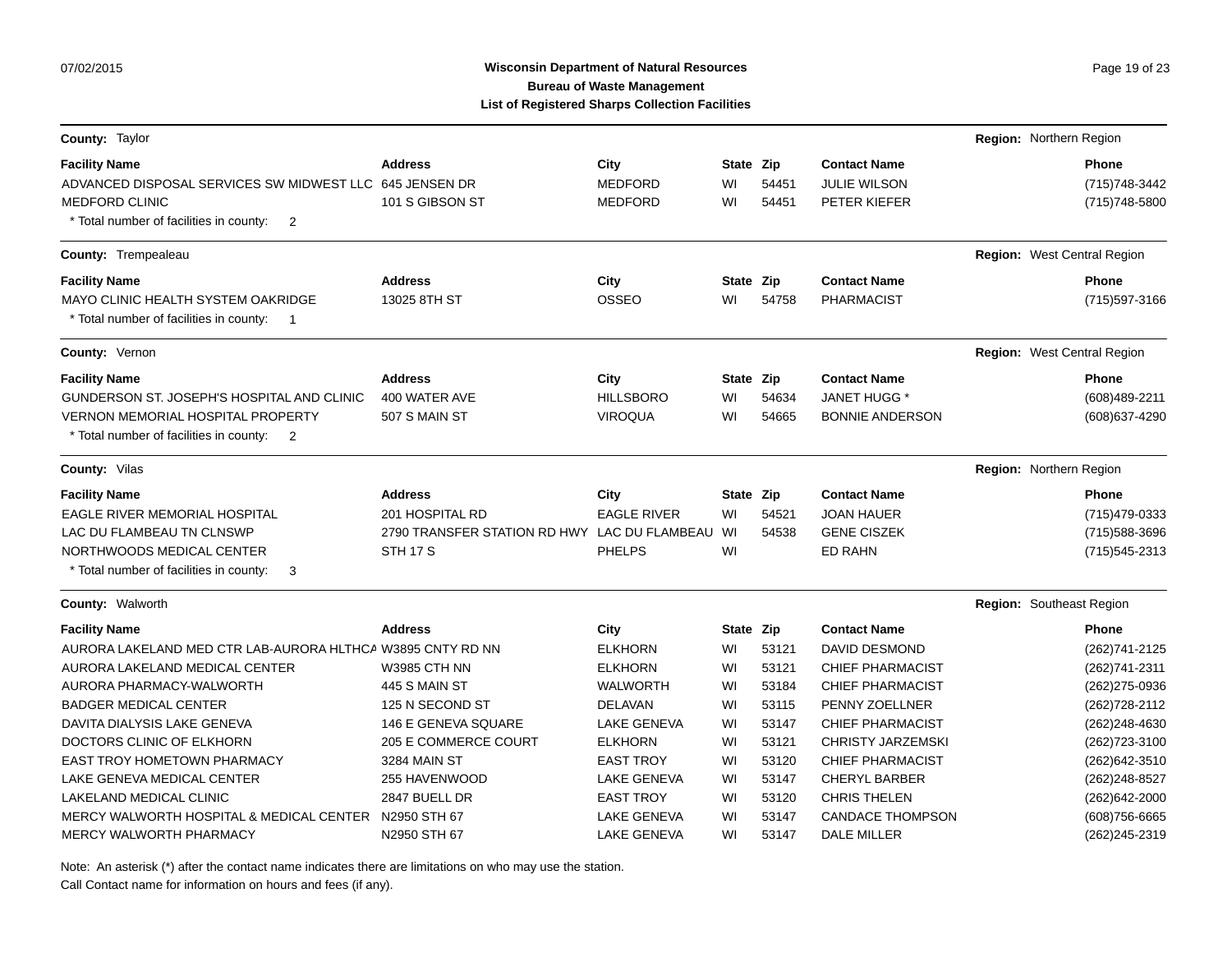# Wisconsin Department of Natural Resources
## Bureau of Waste Management
## List of Registered Sharps Collection Facilities

**County:** Taylor — **Region:** Northern Region

| Facility Name | Address | City | State | Zip | Contact Name | Phone |
|---|---|---|---|---|---|---|
| ADVANCED DISPOSAL SERVICES SW MIDWEST LLC | 645 JENSEN DR | MEDFORD | WI | 54451 | JULIE WILSON | (715)748-3442 |
| MEDFORD CLINIC | 101 S GIBSON ST | MEDFORD | WI | 54451 | PETER KIEFER | (715)748-5800 |

\* Total number of facilities in county: 2

**County:** Trempealeau — **Region:** West Central Region

| Facility Name | Address | City | State | Zip | Contact Name | Phone |
|---|---|---|---|---|---|---|
| MAYO CLINIC HEALTH SYSTEM OAKRIDGE | 13025 8TH ST | OSSEO | WI | 54758 | PHARMACIST | (715)597-3166 |

\* Total number of facilities in county: 1

**County:** Vernon — **Region:** West Central Region

| Facility Name | Address | City | State | Zip | Contact Name | Phone |
|---|---|---|---|---|---|---|
| GUNDERSON ST. JOSEPH'S HOSPITAL AND CLINIC | 400 WATER AVE | HILLSBORO | WI | 54634 | JANET HUGG * | (608)489-2211 |
| VERNON MEMORIAL HOSPITAL PROPERTY | 507 S MAIN ST | VIROQUA | WI | 54665 | BONNIE ANDERSON | (608)637-4290 |

\* Total number of facilities in county: 2

**County:** Vilas — **Region:** Northern Region

| Facility Name | Address | City | State | Zip | Contact Name | Phone |
|---|---|---|---|---|---|---|
| EAGLE RIVER MEMORIAL HOSPITAL | 201 HOSPITAL RD | EAGLE RIVER | WI | 54521 | JOAN HAUER | (715)479-0333 |
| LAC DU FLAMBEAU TN CLNSWP | 2790 TRANSFER STATION RD HWY | LAC DU FLAMBEAU | WI | 54538 | GENE CISZEK | (715)588-3696 |
| NORTHWOODS MEDICAL CENTER | STH 17 S | PHELPS | WI | | ED RAHN | (715)545-2313 |

\* Total number of facilities in county: 3

**County:** Walworth — **Region:** Southeast Region

| Facility Name | Address | City | State | Zip | Contact Name | Phone |
|---|---|---|---|---|---|---|
| AURORA LAKELAND MED CTR LAB-AURORA HLTHCA | W3895 CNTY RD NN | ELKHORN | WI | 53121 | DAVID DESMOND | (262)741-2125 |
| AURORA LAKELAND MEDICAL CENTER | W3985 CTH NN | ELKHORN | WI | 53121 | CHIEF PHARMACIST | (262)741-2311 |
| AURORA PHARMACY-WALWORTH | 445 S MAIN ST | WALWORTH | WI | 53184 | CHIEF PHARMACIST | (262)275-0936 |
| BADGER MEDICAL CENTER | 125 N SECOND ST | DELAVAN | WI | 53115 | PENNY ZOELLNER | (262)728-2112 |
| DAVITA DIALYSIS LAKE GENEVA | 146 E GENEVA SQUARE | LAKE GENEVA | WI | 53147 | CHIEF PHARMACIST | (262)248-4630 |
| DOCTORS CLINIC OF ELKHORN | 205 E COMMERCE COURT | ELKHORN | WI | 53121 | CHRISTY JARZEMSKI | (262)723-3100 |
| EAST TROY HOMETOWN PHARMACY | 3284 MAIN ST | EAST TROY | WI | 53120 | CHIEF PHARMACIST | (262)642-3510 |
| LAKE GENEVA MEDICAL CENTER | 255 HAVENWOOD | LAKE GENEVA | WI | 53147 | CHERYL BARBER | (262)248-8527 |
| LAKELAND MEDICAL CLINIC | 2847 BUELL DR | EAST TROY | WI | 53120 | CHRIS THELEN | (262)642-2000 |
| MERCY WALWORTH HOSPITAL & MEDICAL CENTER | N2950 STH 67 | LAKE GENEVA | WI | 53147 | CANDACE THOMPSON | (608)756-6665 |
| MERCY WALWORTH PHARMACY | N2950 STH 67 | LAKE GENEVA | WI | 53147 | DALE MILLER | (262)245-2319 |

Note: An asterisk (*) after the contact name indicates there are limitations on who may use the station.
Call Contact name for information on hours and fees (if any).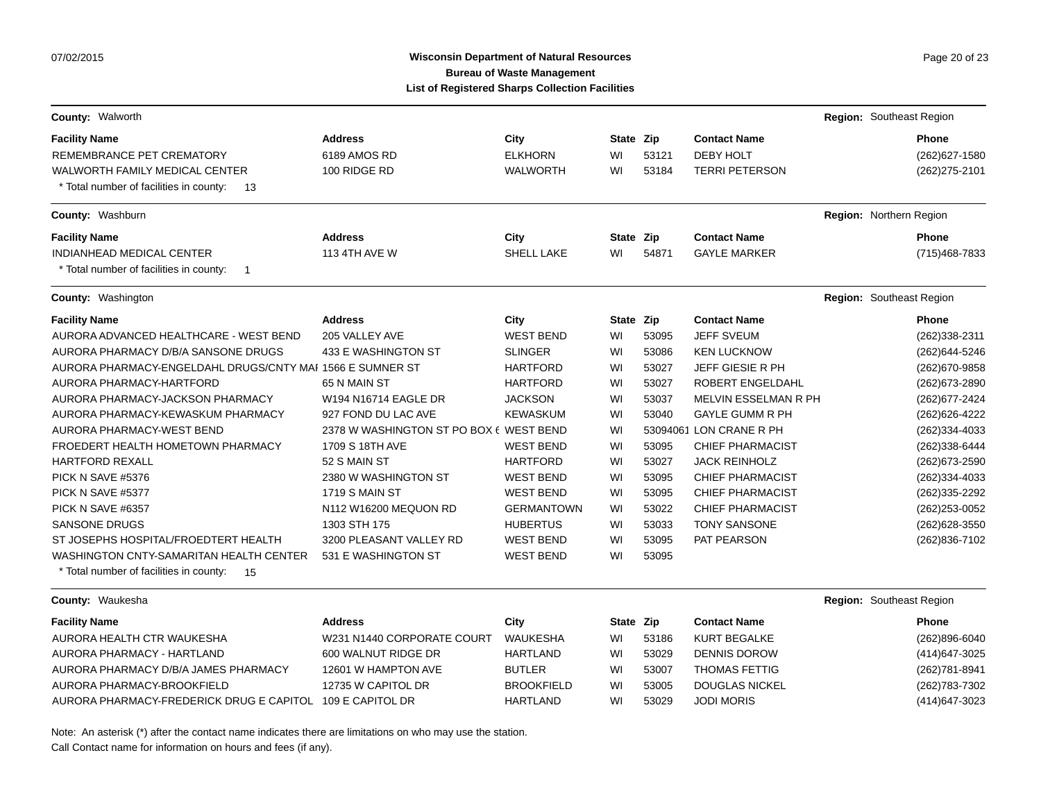**County:** Walworth **Region:** Southeast Region

| Facility Name | Address | City | State | Zip | Contact Name | Phone |
|---|---|---|---|---|---|---|
| REMEMBRANCE PET CREMATORY | 6189 AMOS RD | ELKHORN | WI | 53121 | DEBY HOLT | (262)627-1580 |
| WALWORTH FAMILY MEDICAL CENTER | 100 RIDGE RD | WALWORTH | WI | 53184 | TERRI PETERSON | (262)275-2101 |

\* Total number of facilities in county: 13

**County:** Washburn **Region:** Northern Region

| Facility Name | Address | City | State | Zip | Contact Name | Phone |
|---|---|---|---|---|---|---|
| INDIANHEAD MEDICAL CENTER | 113 4TH AVE W | SHELL LAKE | WI | 54871 | GAYLE MARKER | (715)468-7833 |

\* Total number of facilities in county: 1

**County:** Washington **Region:** Southeast Region

| Facility Name | Address | City | State | Zip | Contact Name | Phone |
|---|---|---|---|---|---|---|
| AURORA ADVANCED HEALTHCARE - WEST BEND | 205 VALLEY AVE | WEST BEND | WI | 53095 | JEFF SVEUM | (262)338-2311 |
| AURORA PHARMACY D/B/A SANSONE DRUGS | 433 E WASHINGTON ST | SLINGER | WI | 53086 | KEN LUCKNOW | (262)644-5246 |
| AURORA PHARMACY-ENGELDAHL DRUGS/CNTY MAI | 1566 E SUMNER ST | HARTFORD | WI | 53027 | JEFF GIESIE R PH | (262)670-9858 |
| AURORA PHARMACY-HARTFORD | 65 N MAIN ST | HARTFORD | WI | 53027 | ROBERT ENGELDAHL | (262)673-2890 |
| AURORA PHARMACY-JACKSON PHARMACY | W194 N16714 EAGLE DR | JACKSON | WI | 53037 | MELVIN ESSELMAN R PH | (262)677-2424 |
| AURORA PHARMACY-KEWASKUM PHARMACY | 927 FOND DU LAC AVE | KEWASKUM | WI | 53040 | GAYLE GUMM R PH | (262)626-4222 |
| AURORA PHARMACY-WEST BEND | 2378 W WASHINGTON ST PO BOX 6 | WEST BEND | WI | 53094061 | LON CRANE R PH | (262)334-4033 |
| FROEDERT HEALTH HOMETOWN PHARMACY | 1709 S 18TH AVE | WEST BEND | WI | 53095 | CHIEF PHARMACIST | (262)338-6444 |
| HARTFORD REXALL | 52 S MAIN ST | HARTFORD | WI | 53027 | JACK REINHOLZ | (262)673-2590 |
| PICK N SAVE #5376 | 2380 W WASHINGTON ST | WEST BEND | WI | 53095 | CHIEF PHARMACIST | (262)334-4033 |
| PICK N SAVE #5377 | 1719 S MAIN ST | WEST BEND | WI | 53095 | CHIEF PHARMACIST | (262)335-2292 |
| PICK N SAVE #6357 | N112 W16200 MEQUON RD | GERMANTOWN | WI | 53022 | CHIEF PHARMACIST | (262)253-0052 |
| SANSONE DRUGS | 1303 STH 175 | HUBERTUS | WI | 53033 | TONY SANSONE | (262)628-3550 |
| ST JOSEPHS HOSPITAL/FROEDTERT HEALTH | 3200 PLEASANT VALLEY RD | WEST BEND | WI | 53095 | PAT PEARSON | (262)836-7102 |
| WASHINGTON CNTY-SAMARITAN HEALTH CENTER | 531 E WASHINGTON ST | WEST BEND | WI | 53095 | | |

\* Total number of facilities in county: 15

**County:** Waukesha **Region:** Southeast Region

| Facility Name | Address | City | State | Zip | Contact Name | Phone |
|---|---|---|---|---|---|---|
| AURORA HEALTH CTR WAUKESHA | W231 N1440 CORPORATE COURT | WAUKESHA | WI | 53186 | KURT BEGALKE | (262)896-6040 |
| AURORA PHARMACY - HARTLAND | 600 WALNUT RIDGE DR | HARTLAND | WI | 53029 | DENNIS DOROW | (414)647-3025 |
| AURORA PHARMACY D/B/A JAMES PHARMACY | 12601 W HAMPTON AVE | BUTLER | WI | 53007 | THOMAS FETTIG | (262)781-8941 |
| AURORA PHARMACY-BROOKFIELD | 12735 W CAPITOL DR | BROOKFIELD | WI | 53005 | DOUGLAS NICKEL | (262)783-7302 |
| AURORA PHARMACY-FREDERICK DRUG E CAPITOL | 109 E CAPITOL DR | HARTLAND | WI | 53029 | JODI MORIS | (414)647-3023 |

Note: An asterisk (*) after the contact name indicates there are limitations on who may use the station.
Call Contact name for information on hours and fees (if any).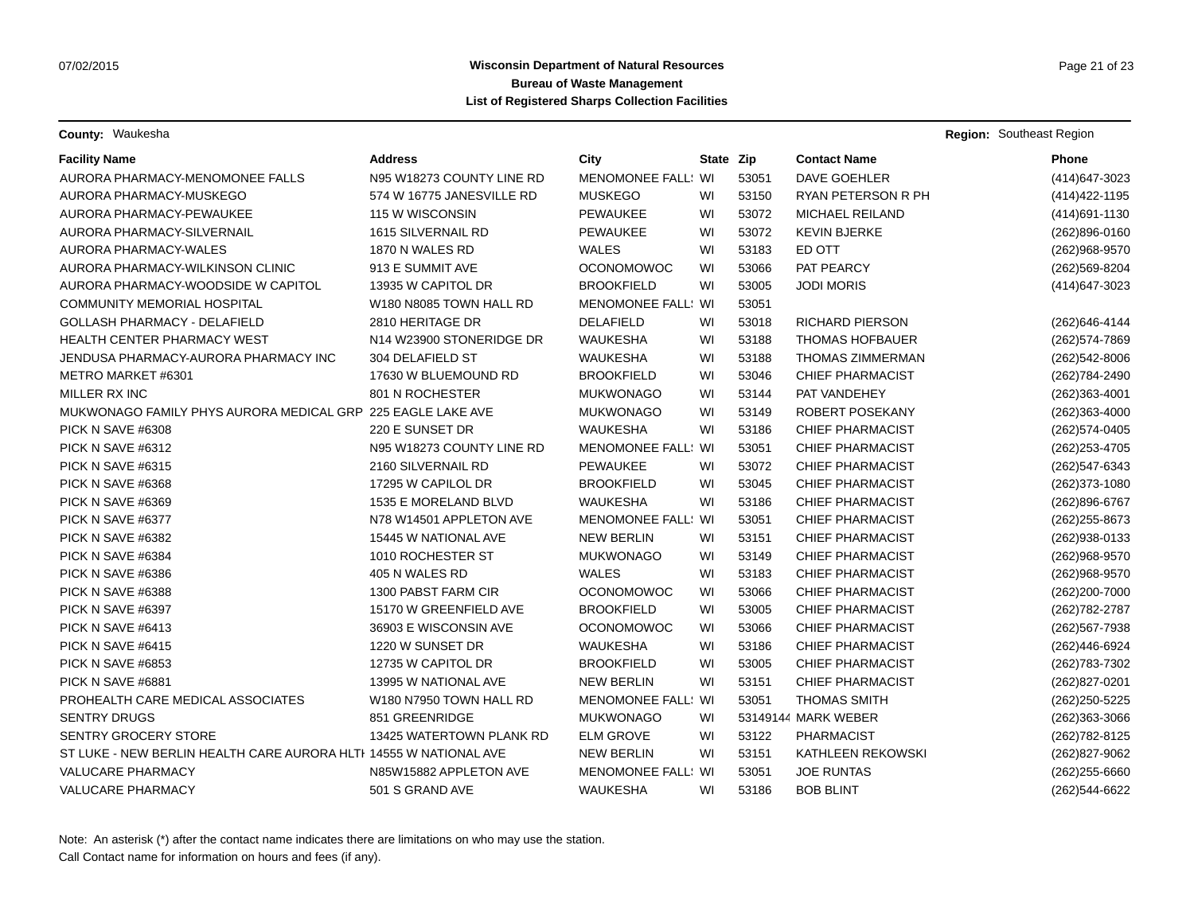**Wisconsin Department of Natural Resources**
**Bureau of Waste Management**
**List of Registered Sharps Collection Facilities**

07/02/2015

**County:** Waukesha **Region:** Southeast Region

| Facility Name | Address | City | State | Zip | Contact Name | Phone |
|---|---|---|---|---|---|---|
| AURORA PHARMACY-MENOMONEE FALLS | N95 W18273 COUNTY LINE RD | MENOMONEE FALL: | WI | 53051 | DAVE GOEHLER | (414)647-3023 |
| AURORA PHARMACY-MUSKEGO | 574 W 16775 JANESVILLE RD | MUSKEGO | WI | 53150 | RYAN PETERSON R PH | (414)422-1195 |
| AURORA PHARMACY-PEWAUKEE | 115 W WISCONSIN | PEWAUKEE | WI | 53072 | MICHAEL REILAND | (414)691-1130 |
| AURORA PHARMACY-SILVERNAIL | 1615 SILVERNAIL RD | PEWAUKEE | WI | 53072 | KEVIN BJERKE | (262)896-0160 |
| AURORA PHARMACY-WALES | 1870 N WALES RD | WALES | WI | 53183 | ED OTT | (262)968-9570 |
| AURORA PHARMACY-WILKINSON CLINIC | 913 E SUMMIT AVE | OCONOMOWOC | WI | 53066 | PAT PEARCY | (262)569-8204 |
| AURORA PHARMACY-WOODSIDE W CAPITOL | 13935 W CAPITOL DR | BROOKFIELD | WI | 53005 | JODI MORIS | (414)647-3023 |
| COMMUNITY MEMORIAL HOSPITAL | W180 N8085 TOWN HALL RD | MENOMONEE FALL: | WI | 53051 | | |
| GOLLASH PHARMACY - DELAFIELD | 2810 HERITAGE DR | DELAFIELD | WI | 53018 | RICHARD PIERSON | (262)646-4144 |
| HEALTH CENTER PHARMACY WEST | N14 W23900 STONERIDGE DR | WAUKESHA | WI | 53188 | THOMAS HOFBAUER | (262)574-7869 |
| JENDUSA PHARMACY-AURORA PHARMACY INC | 304 DELAFIELD ST | WAUKESHA | WI | 53188 | THOMAS ZIMMERMAN | (262)542-8006 |
| METRO MARKET #6301 | 17630 W BLUEMOUND RD | BROOKFIELD | WI | 53046 | CHIEF PHARMACIST | (262)784-2490 |
| MILLER RX INC | 801 N ROCHESTER | MUKWONAGO | WI | 53144 | PAT VANDEHEY | (262)363-4001 |
| MUKWONAGO FAMILY PHYS AURORA MEDICAL GRP | 225 EAGLE LAKE AVE | MUKWONAGO | WI | 53149 | ROBERT POSEKANY | (262)363-4000 |
| PICK N SAVE #6308 | 220 E SUNSET DR | WAUKESHA | WI | 53186 | CHIEF PHARMACIST | (262)574-0405 |
| PICK N SAVE #6312 | N95 W18273 COUNTY LINE RD | MENOMONEE FALL: | WI | 53051 | CHIEF PHARMACIST | (262)253-4705 |
| PICK N SAVE #6315 | 2160 SILVERNAIL RD | PEWAUKEE | WI | 53072 | CHIEF PHARMACIST | (262)547-6343 |
| PICK N SAVE #6368 | 17295 W CAPILOL DR | BROOKFIELD | WI | 53045 | CHIEF PHARMACIST | (262)373-1080 |
| PICK N SAVE #6369 | 1535 E MORELAND BLVD | WAUKESHA | WI | 53186 | CHIEF PHARMACIST | (262)896-6767 |
| PICK N SAVE #6377 | N78 W14501 APPLETON AVE | MENOMONEE FALL: | WI | 53051 | CHIEF PHARMACIST | (262)255-8673 |
| PICK N SAVE #6382 | 15445 W NATIONAL AVE | NEW BERLIN | WI | 53151 | CHIEF PHARMACIST | (262)938-0133 |
| PICK N SAVE #6384 | 1010 ROCHESTER ST | MUKWONAGO | WI | 53149 | CHIEF PHARMACIST | (262)968-9570 |
| PICK N SAVE #6386 | 405 N WALES RD | WALES | WI | 53183 | CHIEF PHARMACIST | (262)968-9570 |
| PICK N SAVE #6388 | 1300 PABST FARM CIR | OCONOMOWOC | WI | 53066 | CHIEF PHARMACIST | (262)200-7000 |
| PICK N SAVE #6397 | 15170 W GREENFIELD AVE | BROOKFIELD | WI | 53005 | CHIEF PHARMACIST | (262)782-2787 |
| PICK N SAVE #6413 | 36903 E WISCONSIN AVE | OCONOMOWOC | WI | 53066 | CHIEF PHARMACIST | (262)567-7938 |
| PICK N SAVE #6415 | 1220 W SUNSET DR | WAUKESHA | WI | 53186 | CHIEF PHARMACIST | (262)446-6924 |
| PICK N SAVE #6853 | 12735 W CAPITOL DR | BROOKFIELD | WI | 53005 | CHIEF PHARMACIST | (262)783-7302 |
| PICK N SAVE #6881 | 13995 W NATIONAL AVE | NEW BERLIN | WI | 53151 | CHIEF PHARMACIST | (262)827-0201 |
| PROHEALTH CARE MEDICAL ASSOCIATES | W180 N7950 TOWN HALL RD | MENOMONEE FALL: | WI | 53051 | THOMAS SMITH | (262)250-5225 |
| SENTRY DRUGS | 851 GREENRIDGE | MUKWONAGO | WI | 53149144 | MARK WEBER | (262)363-3066 |
| SENTRY GROCERY STORE | 13425 WATERTOWN PLANK RD | ELM GROVE | WI | 53122 | PHARMACIST | (262)782-8125 |
| ST LUKE - NEW BERLIN HEALTH CARE AURORA HLTH | 14555 W NATIONAL AVE | NEW BERLIN | WI | 53151 | KATHLEEN REKOWSKI | (262)827-9062 |
| VALUCARE PHARMACY | N85W15882 APPLETON AVE | MENOMONEE FALL: | WI | 53051 | JOE RUNTAS | (262)255-6660 |
| VALUCARE PHARMACY | 501 S GRAND AVE | WAUKESHA | WI | 53186 | BOB BLINT | (262)544-6622 |

Note: An asterisk (*) after the contact name indicates there are limitations on who may use the station.
Call Contact name for information on hours and fees (if any).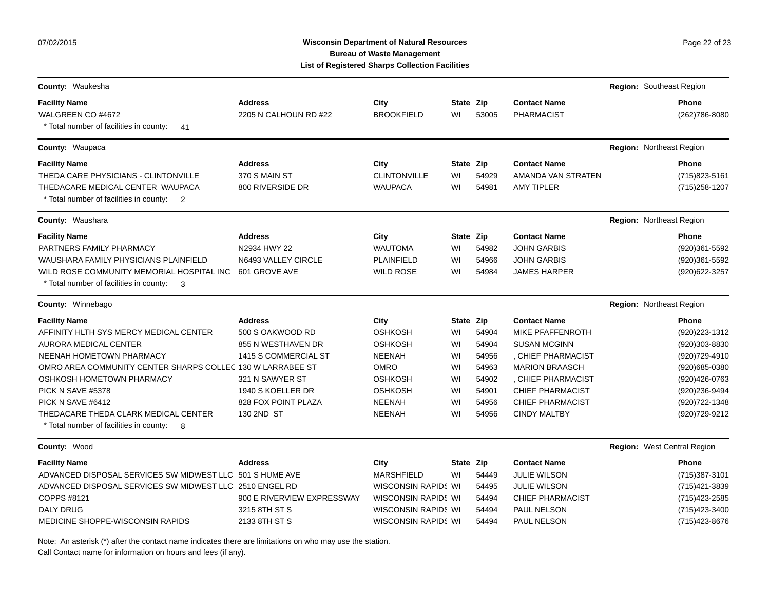# Wisconsin Department of Natural Resources
## Bureau of Waste Management
## List of Registered Sharps Collection Facilities

**County:** Waukesha — **Region:** Southeast Region

| Facility Name | Address | City | State | Zip | Contact Name | Phone |
|---|---|---|---|---|---|---|
| WALGREEN CO #4672 | 2205 N CALHOUN RD #22 | BROOKFIELD | WI | 53005 | PHARMACIST | (262)786-8080 |

\* Total number of facilities in county: 41

**County:** Waupaca — **Region:** Northeast Region

| Facility Name | Address | City | State | Zip | Contact Name | Phone |
|---|---|---|---|---|---|---|
| THEDA CARE PHYSICIANS - CLINTONVILLE | 370 S MAIN ST | CLINTONVILLE | WI | 54929 | AMANDA VAN STRATEN | (715)823-5161 |
| THEDACARE MEDICAL CENTER WAUPACA | 800 RIVERSIDE DR | WAUPACA | WI | 54981 | AMY TIPLER | (715)258-1207 |

\* Total number of facilities in county: 2

**County:** Waushara — **Region:** Northeast Region

| Facility Name | Address | City | State | Zip | Contact Name | Phone |
|---|---|---|---|---|---|---|
| PARTNERS FAMILY PHARMACY | N2934 HWY 22 | WAUTOMA | WI | 54982 | JOHN GARBIS | (920)361-5592 |
| WAUSHARA FAMILY PHYSICIANS PLAINFIELD | N6493 VALLEY CIRCLE | PLAINFIELD | WI | 54966 | JOHN GARBIS | (920)361-5592 |
| WILD ROSE COMMUNITY MEMORIAL HOSPITAL INC | 601 GROVE AVE | WILD ROSE | WI | 54984 | JAMES HARPER | (920)622-3257 |

\* Total number of facilities in county: 3

**County:** Winnebago — **Region:** Northeast Region

| Facility Name | Address | City | State | Zip | Contact Name | Phone |
|---|---|---|---|---|---|---|
| AFFINITY HLTH SYS MERCY MEDICAL CENTER | 500 S OAKWOOD RD | OSHKOSH | WI | 54904 | MIKE PFAFFENROTH | (920)223-1312 |
| AURORA MEDICAL CENTER | 855 N WESTHAVEN DR | OSHKOSH | WI | 54904 | SUSAN MCGINN | (920)303-8830 |
| NEENAH HOMETOWN PHARMACY | 1415 S COMMERCIAL ST | NEENAH | WI | 54956 | , CHIEF PHARMACIST | (920)729-4910 |
| OMRO AREA COMMUNITY CENTER SHARPS COLLEC | 130 W LARRABEE ST | OMRO | WI | 54963 | MARION BRAASCH | (920)685-0380 |
| OSHKOSH HOMETOWN PHARMACY | 321 N SAWYER ST | OSHKOSH | WI | 54902 | , CHIEF PHARMACIST | (920)426-0763 |
| PICK N SAVE #5378 | 1940 S KOELLER DR | OSHKOSH | WI | 54901 | CHIEF PHARMACIST | (920)236-9494 |
| PICK N SAVE #6412 | 828 FOX POINT PLAZA | NEENAH | WI | 54956 | CHIEF PHARMACIST | (920)722-1348 |
| THEDACARE THEDA CLARK MEDICAL CENTER | 130 2ND ST | NEENAH | WI | 54956 | CINDY MALTBY | (920)729-9212 |

\* Total number of facilities in county: 8

**County:** Wood — **Region:** West Central Region

| Facility Name | Address | City | State | Zip | Contact Name | Phone |
|---|---|---|---|---|---|---|
| ADVANCED DISPOSAL SERVICES SW MIDWEST LLC | 501 S HUME AVE | MARSHFIELD | WI | 54449 | JULIE WILSON | (715)387-3101 |
| ADVANCED DISPOSAL SERVICES SW MIDWEST LLC | 2510 ENGEL RD | WISCONSIN RAPIDS | WI | 54495 | JULIE WILSON | (715)421-3839 |
| COPPS #8121 | 900 E RIVERVIEW EXPRESSWAY | WISCONSIN RAPIDS | WI | 54494 | CHIEF PHARMACIST | (715)423-2585 |
| DALY DRUG | 3215 8TH ST S | WISCONSIN RAPIDS | WI | 54494 | PAUL NELSON | (715)423-3400 |
| MEDICINE SHOPPE-WISCONSIN RAPIDS | 2133 8TH ST S | WISCONSIN RAPIDS | WI | 54494 | PAUL NELSON | (715)423-8676 |

Note: An asterisk (*) after the contact name indicates there are limitations on who may use the station.
Call Contact name for information on hours and fees (if any).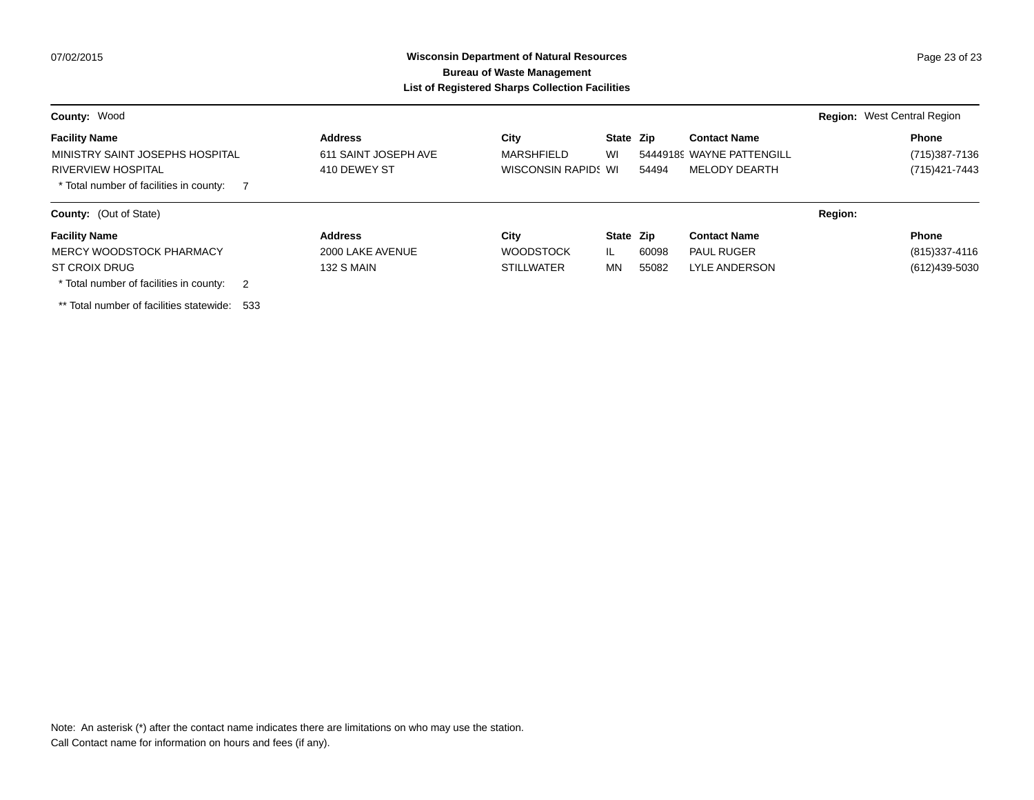**Wisconsin Department of Natural Resources**
**Bureau of Waste Management**
**List of Registered Sharps Collection Facilities**

**County:** Wood **Region:** West Central Region

| Facility Name | Address | City | State | Zip | Contact Name | Phone |
|---|---|---|---|---|---|---|
| MINISTRY SAINT JOSEPHS HOSPITAL | 611 SAINT JOSEPH AVE | MARSHFIELD | WI | 54449189 | WAYNE PATTENGILL | (715)387-7136 |
| RIVERVIEW HOSPITAL | 410 DEWEY ST | WISCONSIN RAPIDS | WI | 54494 | MELODY DEARTH | (715)421-7443 |

\* Total number of facilities in county: 7

**County:** (Out of State) **Region:**

| Facility Name | Address | City | State | Zip | Contact Name | Phone |
|---|---|---|---|---|---|---|
| MERCY WOODSTOCK PHARMACY | 2000 LAKE AVENUE | WOODSTOCK | IL | 60098 | PAUL RUGER | (815)337-4116 |
| ST CROIX DRUG | 132 S MAIN | STILLWATER | MN | 55082 | LYLE ANDERSON | (612)439-5030 |

\* Total number of facilities in county: 2

\** Total number of facilities statewide: 533

Note: An asterisk (*) after the contact name indicates there are limitations on who may use the station.
Call Contact name for information on hours and fees (if any).